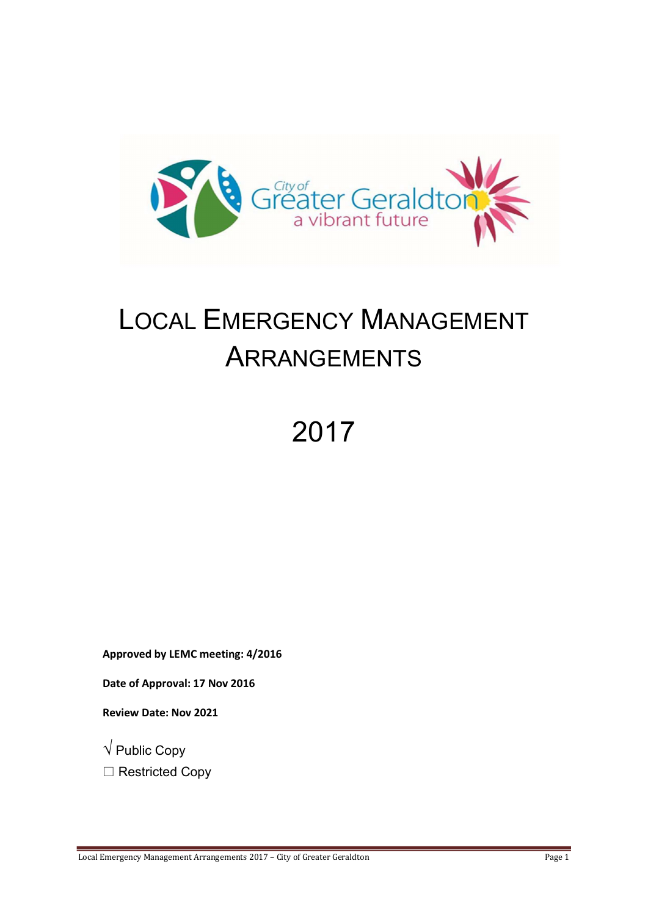# Local Emergency Management Arrangements

# 2017

**Approved by LEMC meeting: 4/2016**

**Date of Approval: 17 Nov 2016**

**Review Date: Nov 2021**

√ Public Copy

☐ Restricted Copy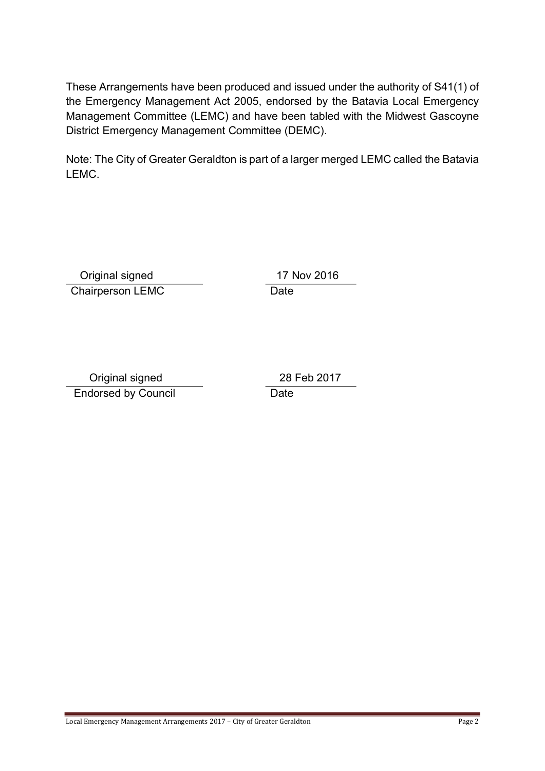These Arrangements have been produced and issued under the authority of S41(1) of the Emergency Management Act 2005, endorsed by the Batavia Local Emergency Management Committee (LEMC) and have been tabled with the Midwest Gascoyne District Emergency Management Committee (DEMC).

Note: The City of Greater Geraldton is part of a larger merged LEMC called the Batavia LEMC.

| Original signed | 17 Nov 2016 |
|---|---|
| Chairperson LEMC | Date |

| Original signed | 28 Feb 2017 |
|---|---|
| Endorsed by Council | Date |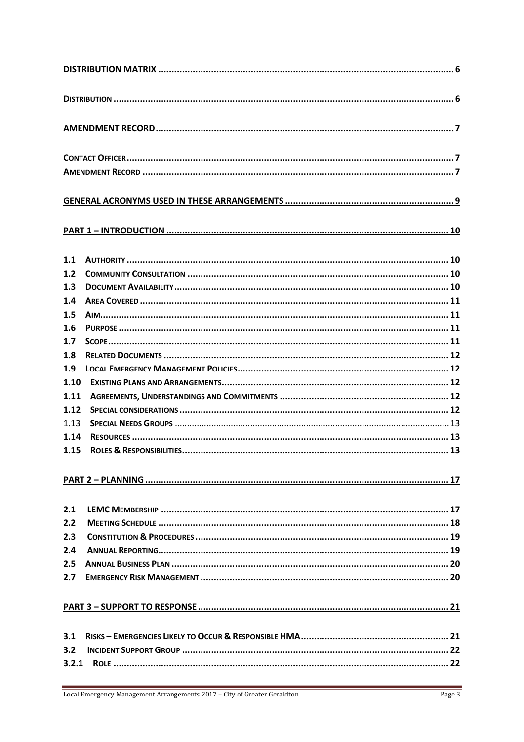**DISTRIBUTION MATRIX** ........................................................................................................ 6

**DISTRIBUTION** ........................................................................................................ 6

**AMENDMENT RECORD** ........................................................................................................ 7

**CONTACT OFFICER** ........................................................................................................ 7
**AMENDMENT RECORD** ........................................................................................................ 7

**GENERAL ACRONYMS USED IN THESE ARRANGEMENTS** ........................................................ 9

**PART 1 – INTRODUCTION** ........................................................................................................ 10

**1.1 AUTHORITY** ........................................................................................................ 10
**1.2 COMMUNITY CONSULTATION** ........................................................................................................ 10
**1.3 DOCUMENT AVAILABILITY** ........................................................................................................ 10
**1.4 AREA COVERED** ........................................................................................................ 11
**1.5 AIM** ........................................................................................................ 11
**1.6 PURPOSE** ........................................................................................................ 11
**1.7 SCOPE** ........................................................................................................ 11
**1.8 RELATED DOCUMENTS** ........................................................................................................ 12
**1.9 LOCAL EMERGENCY MANAGEMENT POLICIES** ........................................................................ 12
**1.10 EXISTING PLANS AND ARRANGEMENTS** ........................................................................ 12
**1.11 AGREEMENTS, UNDERSTANDINGS AND COMMITMENTS** ................................................ 12
**1.12 SPECIAL CONSIDERATIONS** ........................................................................................................ 12
1.13 **SPECIAL NEEDS GROUPS** ........................................................................................................ 13
**1.14 RESOURCES** ........................................................................................................ 13
**1.15 ROLES & RESPONSIBILITIES** ........................................................................................................ 13

**PART 2 – PLANNING** ........................................................................................................ 17

**2.1 LEMC MEMBERSHIP** ........................................................................................................ 17
**2.2 MEETING SCHEDULE** ........................................................................................................ 18
**2.3 CONSTITUTION & PROCEDURES** ........................................................................................................ 19
**2.4 ANNUAL REPORTING** ........................................................................................................ 19
**2.5 ANNUAL BUSINESS PLAN** ........................................................................................................ 20
**2.7 EMERGENCY RISK MANAGEMENT** ........................................................................................................ 20

**PART 3 – SUPPORT TO RESPONSE** ........................................................................................................ 21

**3.1 RISKS – EMERGENCIES LIKELY TO OCCUR & RESPONSIBLE HMA** ........................................ 21
**3.2 INCIDENT SUPPORT GROUP** ........................................................................................................ 22
**3.2.1 ROLE** ........................................................................................................ 22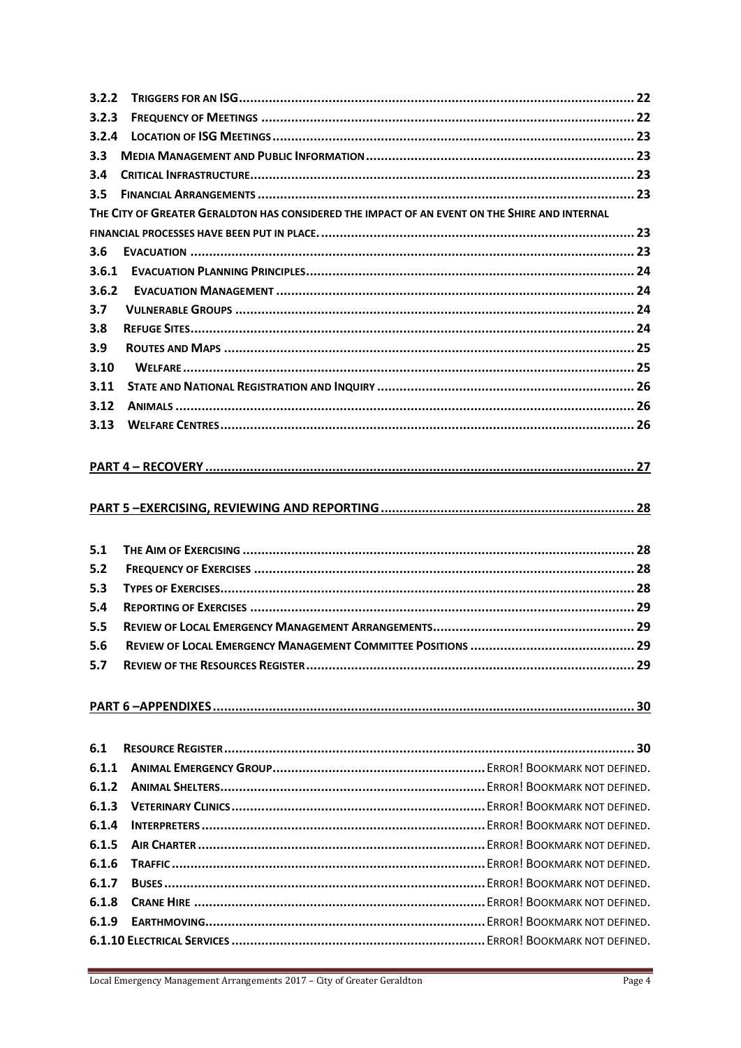3.2.2 TRIGGERS FOR AN ISG ........................................................................................................ 22
3.2.3 FREQUENCY OF MEETINGS ................................................................................................... 22
3.2.4 LOCATION OF ISG MEETINGS ............................................................................................... 23
3.3 MEDIA MANAGEMENT AND PUBLIC INFORMATION ...................................................................... 23
3.4 CRITICAL INFRASTRUCTURE ..................................................................................................... 23
3.5 FINANCIAL ARRANGEMENTS ..................................................................................................... 23
THE CITY OF GREATER GERALDTON HAS CONSIDERED THE IMPACT OF AN EVENT ON THE SHIRE AND INTERNAL FINANCIAL PROCESSES HAVE BEEN PUT IN PLACE. ..................................................................................... 23
3.6 EVACUATION ........................................................................................................................ 23
3.6.1 EVACUATION PLANNING PRINCIPLES ...................................................................................... 24
3.6.2 EVACUATION MANAGEMENT ................................................................................................ 24
3.7 VULNERABLE GROUPS ............................................................................................................ 24
3.8 REFUGE SITES ....................................................................................................................... 24
3.9 ROUTES AND MAPS ................................................................................................................ 25
3.10 WELFARE ........................................................................................................................... 25
3.11 STATE AND NATIONAL REGISTRATION AND INQUIRY .................................................................... 26
3.12 ANIMALS ........................................................................................................................... 26
3.13 WELFARE CENTRES .............................................................................................................. 26

**PART 4 – RECOVERY ............................................................................................................ 27**

**PART 5 –EXERCISING, REVIEWING AND REPORTING .................................................................. 28**

5.1 THE AIM OF EXERCISING ......................................................................................................... 28
5.2 FREQUENCY OF EXERCISES ...................................................................................................... 28
5.3 TYPES OF EXERCISES ............................................................................................................... 28
5.4 REPORTING OF EXERCISES ....................................................................................................... 29
5.5 REVIEW OF LOCAL EMERGENCY MANAGEMENT ARRANGEMENTS ..................................................... 29
5.6 REVIEW OF LOCAL EMERGENCY MANAGEMENT COMMITTEE POSITIONS ............................................ 29
5.7 REVIEW OF THE RESOURCES REGISTER ....................................................................................... 29

**PART 6 –APPENDIXES ........................................................................................................... 30**

6.1 RESOURCE REGISTER ............................................................................................................... 30
6.1.1 ANIMAL EMERGENCY GROUP .......................................................... ERROR! BOOKMARK NOT DEFINED.
6.1.2 ANIMAL SHELTERS ....................................................................... ERROR! BOOKMARK NOT DEFINED.
6.1.3 VETERINARY CLINICS .................................................................... ERROR! BOOKMARK NOT DEFINED.
6.1.4 INTERPRETERS ............................................................................ ERROR! BOOKMARK NOT DEFINED.
6.1.5 AIR CHARTER .............................................................................. ERROR! BOOKMARK NOT DEFINED.
6.1.6 TRAFFIC ..................................................................................... ERROR! BOOKMARK NOT DEFINED.
6.1.7 BUSES ........................................................................................ ERROR! BOOKMARK NOT DEFINED.
6.1.8 CRANE HIRE ............................................................................... ERROR! BOOKMARK NOT DEFINED.
6.1.9 EARTHMOVING ............................................................................ ERROR! BOOKMARK NOT DEFINED.
6.1.10 ELECTRICAL SERVICES ................................................................. ERROR! BOOKMARK NOT DEFINED.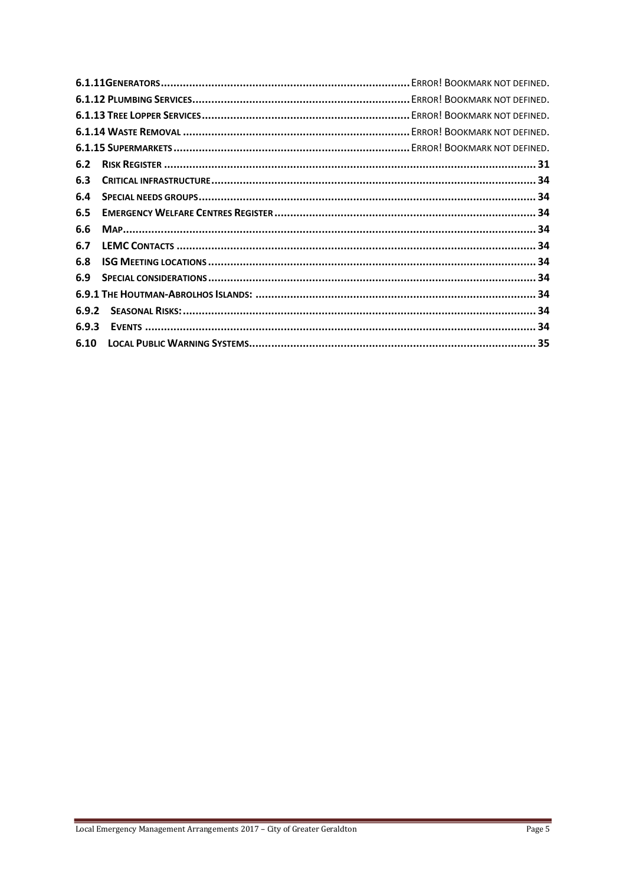6.1.11GENERATORS............................................................................ ERROR! BOOKMARK NOT DEFINED.
6.1.12 PLUMBING SERVICES.................................................................. ERROR! BOOKMARK NOT DEFINED.
6.1.13 TREE LOPPER SERVICES............................................................... ERROR! BOOKMARK NOT DEFINED.
6.1.14 WASTE REMOVAL ...................................................................... ERROR! BOOKMARK NOT DEFINED.
6.1.15 SUPERMARKETS ......................................................................... ERROR! BOOKMARK NOT DEFINED.
6.2 RISK REGISTER ................................................................................................................... 31
6.3 CRITICAL INFRASTRUCTURE .................................................................................................... 34
6.4 SPECIAL NEEDS GROUPS......................................................................................................... 34
6.5 EMERGENCY WELFARE CENTRES REGISTER ................................................................................. 34
6.6 MAP................................................................................................................................. 34
6.7 LEMC CONTACTS ................................................................................................................ 34
6.8 ISG MEETING LOCATIONS ...................................................................................................... 34
6.9 SPECIAL CONSIDERATIONS ...................................................................................................... 34
6.9.1 THE HOUTMAN-ABROLHOS ISLANDS: ....................................................................................... 34
6.9.2 SEASONAL RISKS: ............................................................................................................. 34
6.9.3 EVENTS .......................................................................................................................... 34
6.10 LOCAL PUBLIC WARNING SYSTEMS......................................................................................... 35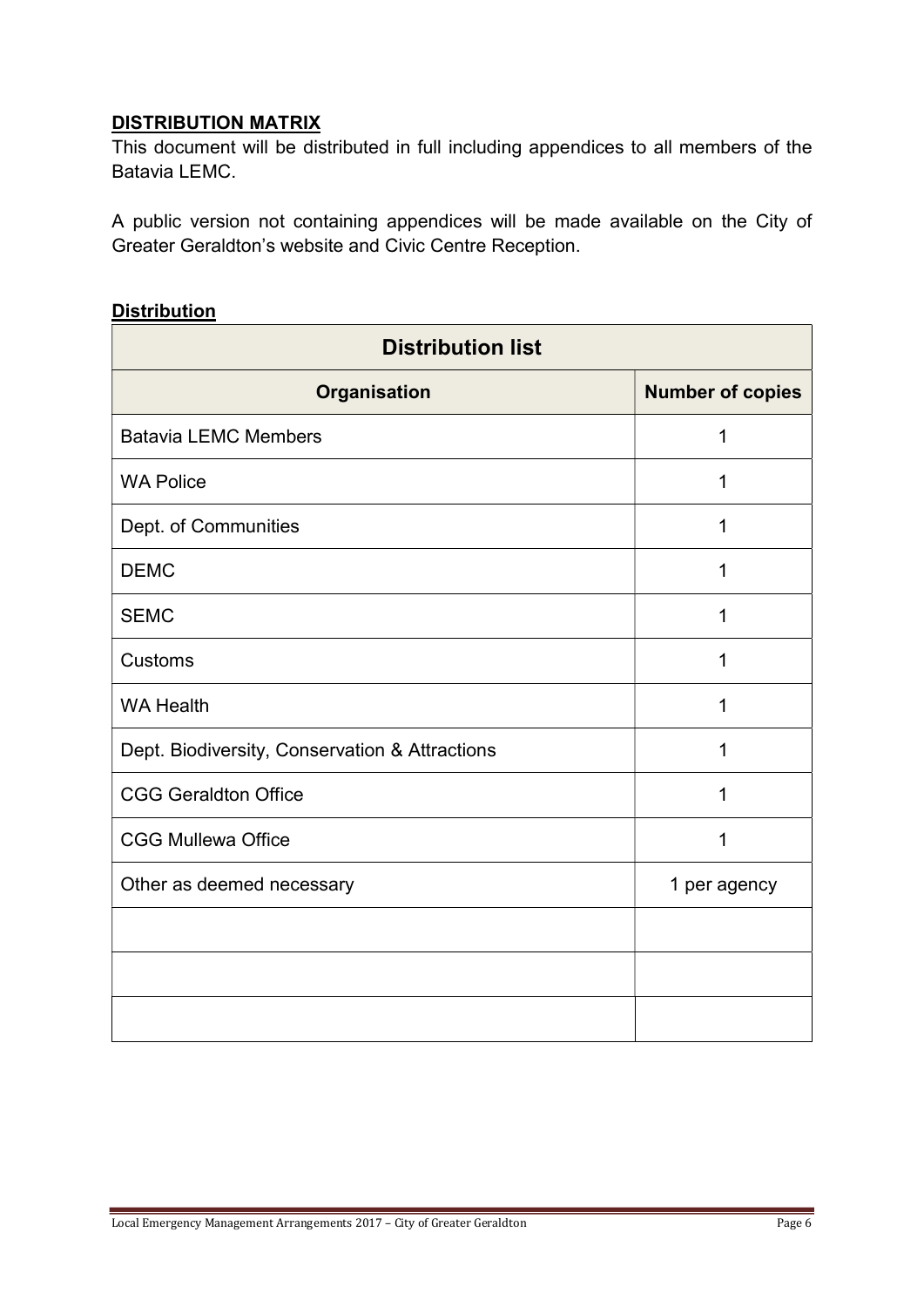## DISTRIBUTION MATRIX

This document will be distributed in full including appendices to all members of the Batavia LEMC.

A public version not containing appendices will be made available on the City of Greater Geraldton's website and Civic Centre Reception.

**Distribution**

| Distribution list | |
|---|---|
| **Organisation** | **Number of copies** |
| Batavia LEMC Members | 1 |
| WA Police | 1 |
| Dept. of Communities | 1 |
| DEMC | 1 |
| SEMC | 1 |
| Customs | 1 |
| WA Health | 1 |
| Dept. Biodiversity, Conservation & Attractions | 1 |
| CGG Geraldton Office | 1 |
| CGG Mullewa Office | 1 |
| Other as deemed necessary | 1 per agency |
| | |
| | |
| | |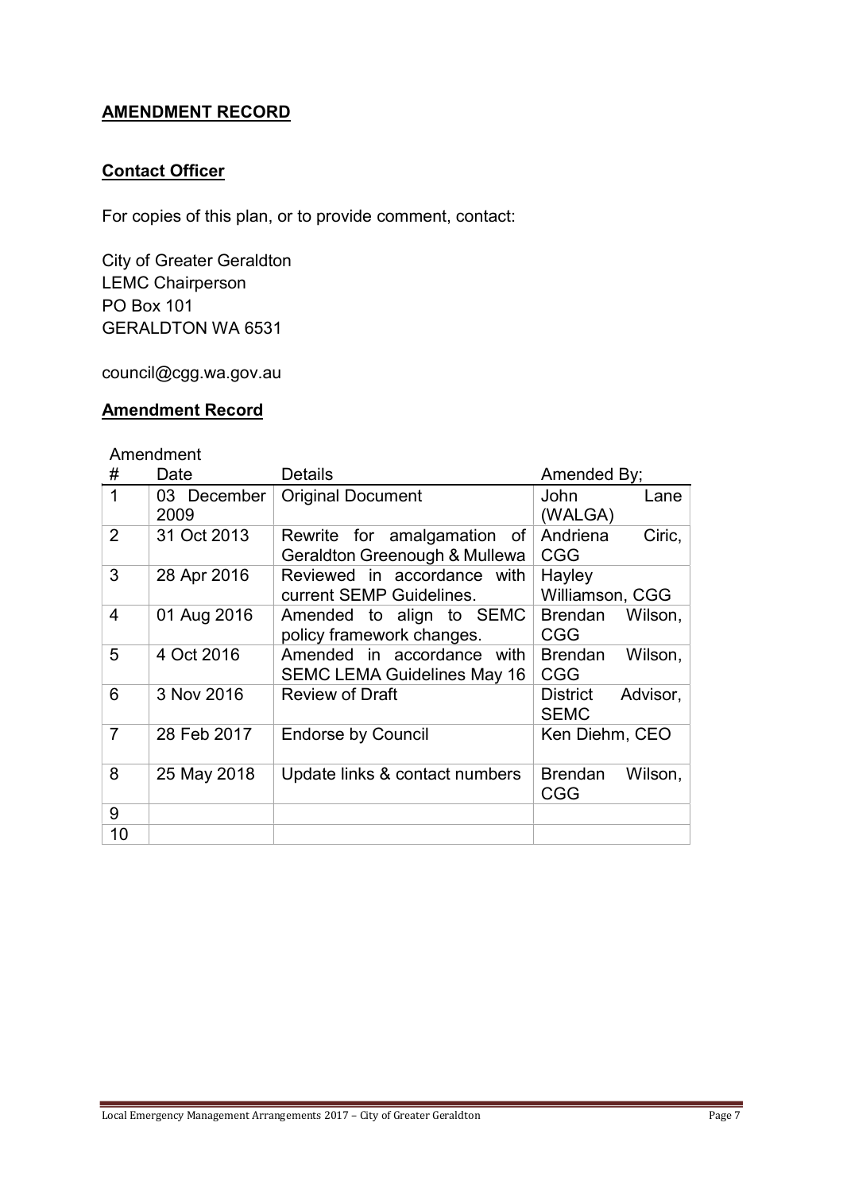## AMENDMENT RECORD

### Contact Officer

For copies of this plan, or to provide comment, contact:

City of Greater Geraldton
LEMC Chairperson
PO Box 101
GERALDTON WA 6531

council@cgg.wa.gov.au

### Amendment Record

| Amendment # | Date | Details | Amended By; |
|---|---|---|---|
| 1 | 03 December 2009 | Original Document | John Lane (WALGA) |
| 2 | 31 Oct 2013 | Rewrite for amalgamation of Geraldton Greenough & Mullewa | Andriena Ciric, CGG |
| 3 | 28 Apr 2016 | Reviewed in accordance with current SEMP Guidelines. | Hayley Williamson, CGG |
| 4 | 01 Aug 2016 | Amended to align to SEMC policy framework changes. | Brendan Wilson, CGG |
| 5 | 4 Oct 2016 | Amended in accordance with SEMC LEMA Guidelines May 16 | Brendan Wilson, CGG |
| 6 | 3 Nov 2016 | Review of Draft | District Advisor, SEMC |
| 7 | 28 Feb 2017 | Endorse by Council | Ken Diehm, CEO |
| 8 | 25 May 2018 | Update links & contact numbers | Brendan Wilson, CGG |
| 9 | | | |
| 10 | | | |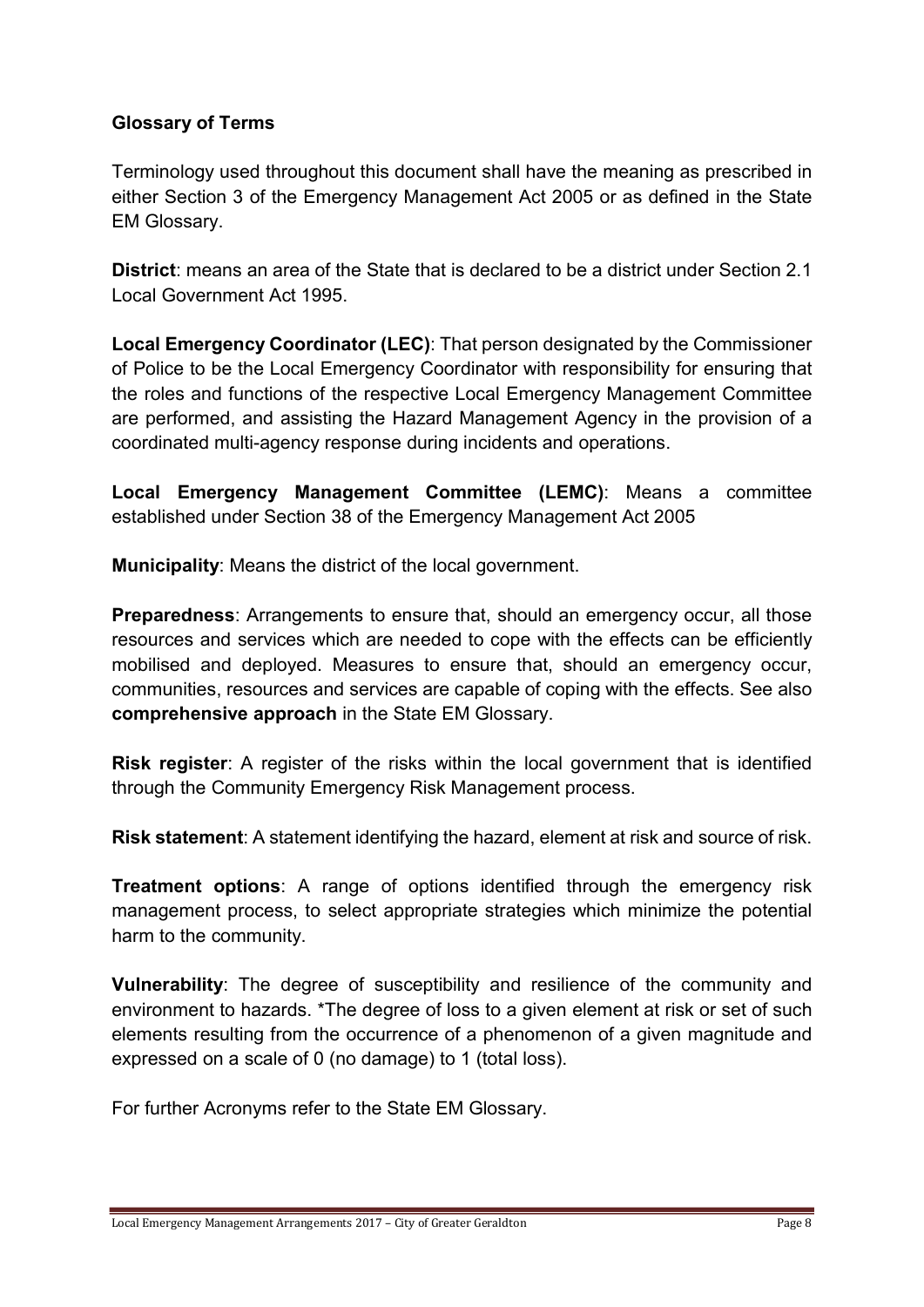**Glossary of Terms**

Terminology used throughout this document shall have the meaning as prescribed in either Section 3 of the Emergency Management Act 2005 or as defined in the State EM Glossary.

**District**: means an area of the State that is declared to be a district under Section 2.1 Local Government Act 1995.

**Local Emergency Coordinator (LEC)**: That person designated by the Commissioner of Police to be the Local Emergency Coordinator with responsibility for ensuring that the roles and functions of the respective Local Emergency Management Committee are performed, and assisting the Hazard Management Agency in the provision of a coordinated multi-agency response during incidents and operations.

**Local Emergency Management Committee (LEMC)**: Means a committee established under Section 38 of the Emergency Management Act 2005

**Municipality**: Means the district of the local government.

**Preparedness**: Arrangements to ensure that, should an emergency occur, all those resources and services which are needed to cope with the effects can be efficiently mobilised and deployed. Measures to ensure that, should an emergency occur, communities, resources and services are capable of coping with the effects. See also **comprehensive approach** in the State EM Glossary.

**Risk register**: A register of the risks within the local government that is identified through the Community Emergency Risk Management process.

**Risk statement**: A statement identifying the hazard, element at risk and source of risk.

**Treatment options**: A range of options identified through the emergency risk management process, to select appropriate strategies which minimize the potential harm to the community.

**Vulnerability**: The degree of susceptibility and resilience of the community and environment to hazards. *The degree of loss to a given element at risk or set of such elements resulting from the occurrence of a phenomenon of a given magnitude and expressed on a scale of 0 (no damage) to 1 (total loss).

For further Acronyms refer to the State EM Glossary.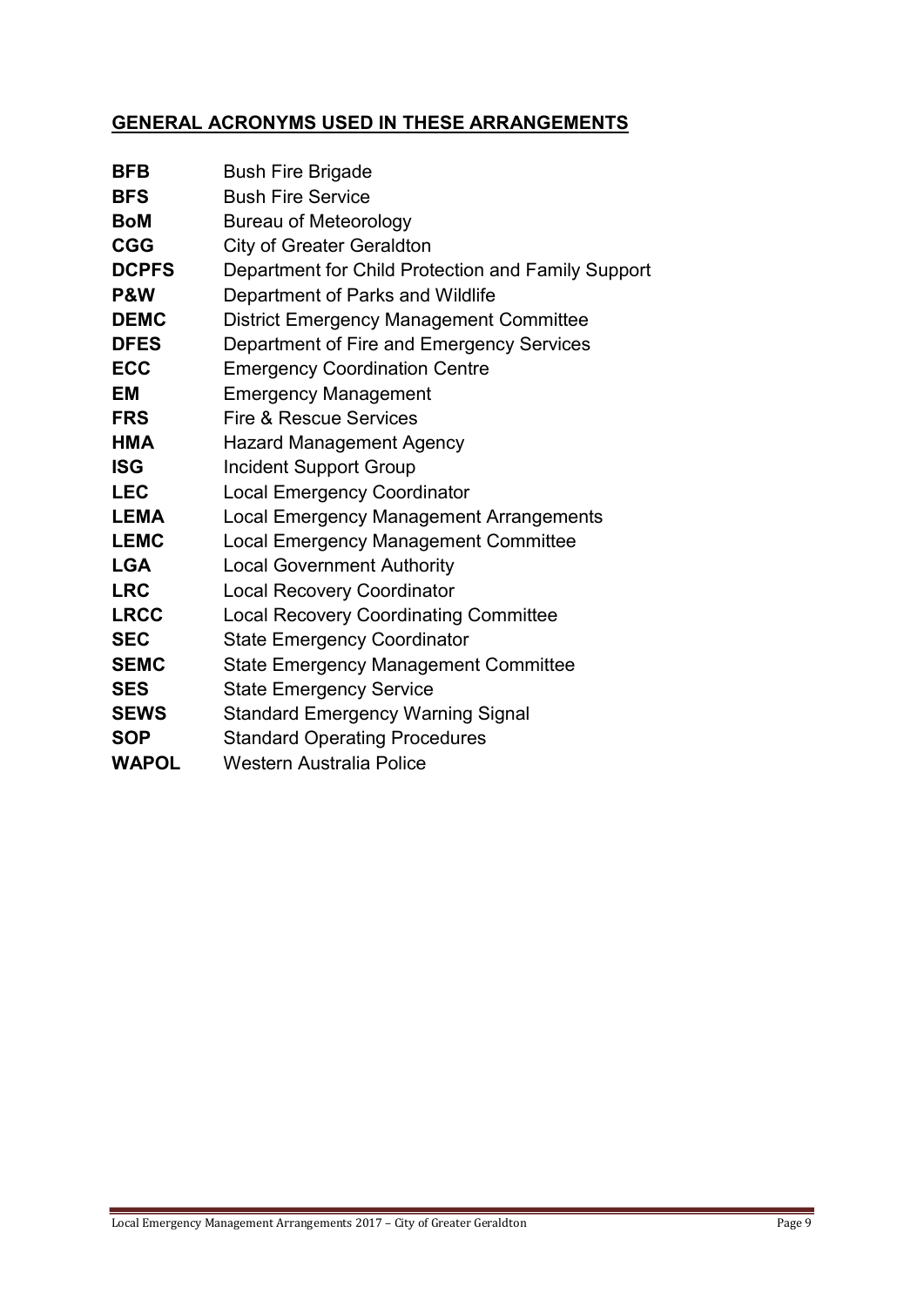## GENERAL ACRONYMS USED IN THESE ARRANGEMENTS

| | |
|---|---|
| **BFB** | Bush Fire Brigade |
| **BFS** | Bush Fire Service |
| **BoM** | Bureau of Meteorology |
| **CGG** | City of Greater Geraldton |
| **DCPFS** | Department for Child Protection and Family Support |
| **P&W** | Department of Parks and Wildlife |
| **DEMC** | District Emergency Management Committee |
| **DFES** | Department of Fire and Emergency Services |
| **ECC** | Emergency Coordination Centre |
| **EM** | Emergency Management |
| **FRS** | Fire & Rescue Services |
| **HMA** | Hazard Management Agency |
| **ISG** | Incident Support Group |
| **LEC** | Local Emergency Coordinator |
| **LEMA** | Local Emergency Management Arrangements |
| **LEMC** | Local Emergency Management Committee |
| **LGA** | Local Government Authority |
| **LRC** | Local Recovery Coordinator |
| **LRCC** | Local Recovery Coordinating Committee |
| **SEC** | State Emergency Coordinator |
| **SEMC** | State Emergency Management Committee |
| **SES** | State Emergency Service |
| **SEWS** | Standard Emergency Warning Signal |
| **SOP** | Standard Operating Procedures |
| **WAPOL** | Western Australia Police |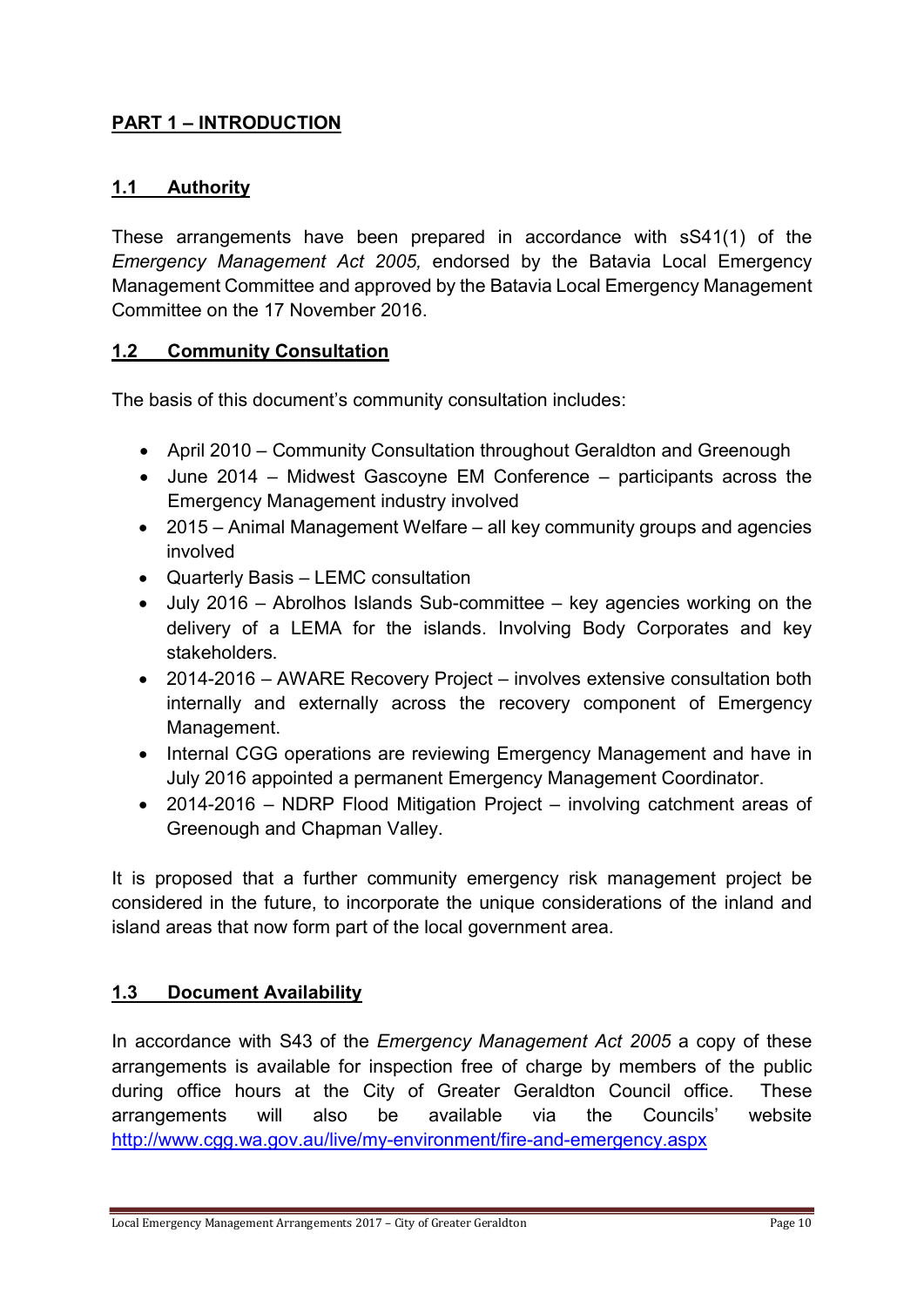## PART 1 – INTRODUCTION

### 1.1 Authority

These arrangements have been prepared in accordance with sS41(1) of the *Emergency Management Act 2005,* endorsed by the Batavia Local Emergency Management Committee and approved by the Batavia Local Emergency Management Committee on the 17 November 2016.

### 1.2 Community Consultation

The basis of this document's community consultation includes:

- April 2010 – Community Consultation throughout Geraldton and Greenough
- June 2014 – Midwest Gascoyne EM Conference – participants across the Emergency Management industry involved
- 2015 – Animal Management Welfare – all key community groups and agencies involved
- Quarterly Basis – LEMC consultation
- July 2016 – Abrolhos Islands Sub-committee – key agencies working on the delivery of a LEMA for the islands. Involving Body Corporates and key stakeholders.
- 2014-2016 – AWARE Recovery Project – involves extensive consultation both internally and externally across the recovery component of Emergency Management.
- Internal CGG operations are reviewing Emergency Management and have in July 2016 appointed a permanent Emergency Management Coordinator.
- 2014-2016 – NDRP Flood Mitigation Project – involving catchment areas of Greenough and Chapman Valley.

It is proposed that a further community emergency risk management project be considered in the future, to incorporate the unique considerations of the inland and island areas that now form part of the local government area.

### 1.3 Document Availability

In accordance with S43 of the *Emergency Management Act 2005* a copy of these arrangements is available for inspection free of charge by members of the public during office hours at the City of Greater Geraldton Council office. These arrangements will also be available via the Councils' website http://www.cgg.wa.gov.au/live/my-environment/fire-and-emergency.aspx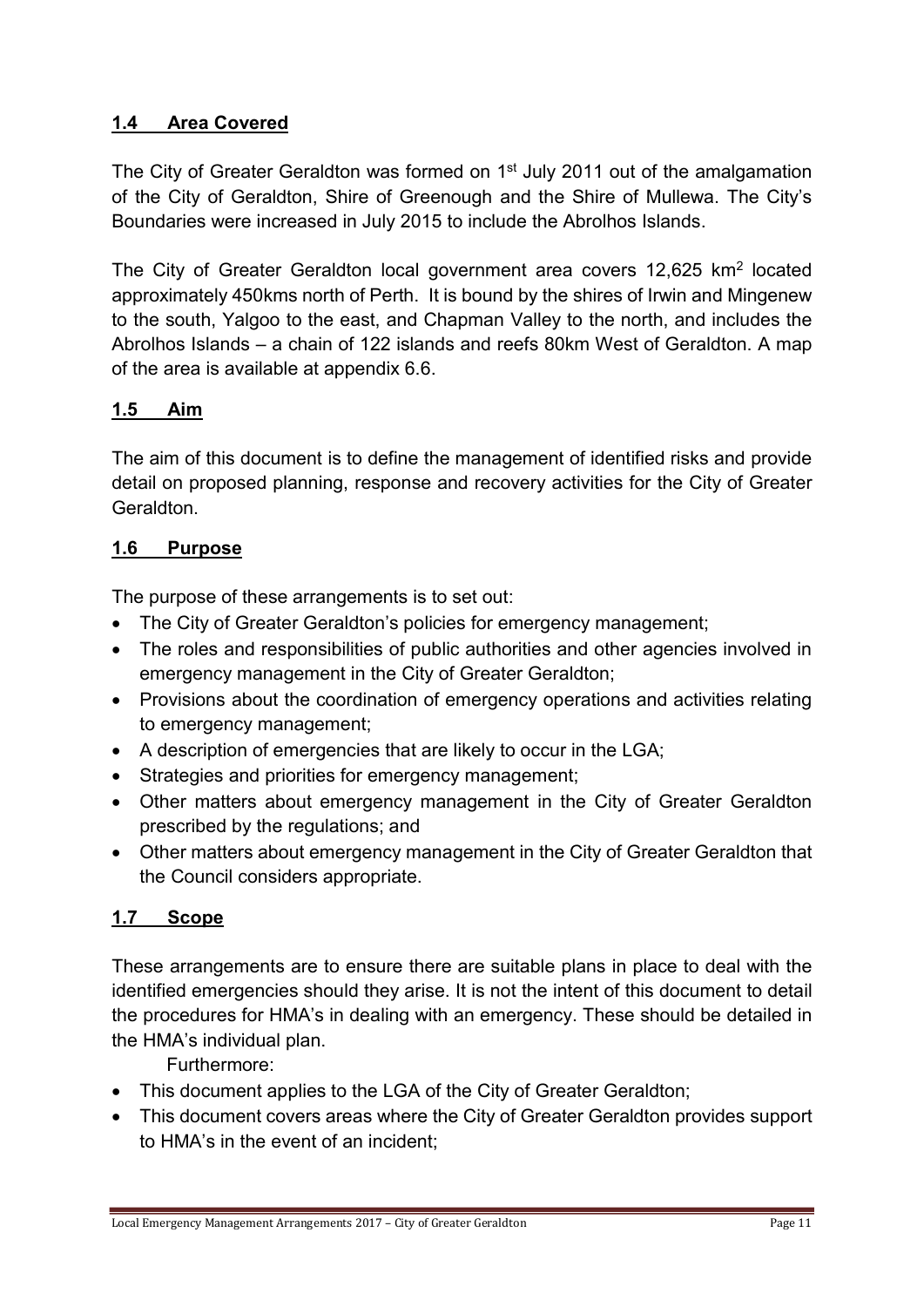## 1.4 Area Covered

The City of Greater Geraldton was formed on 1st July 2011 out of the amalgamation of the City of Geraldton, Shire of Greenough and the Shire of Mullewa. The City's Boundaries were increased in July 2015 to include the Abrolhos Islands.

The City of Greater Geraldton local government area covers 12,625 km$^2$ located approximately 450kms north of Perth. It is bound by the shires of Irwin and Mingenew to the south, Yalgoo to the east, and Chapman Valley to the north, and includes the Abrolhos Islands – a chain of 122 islands and reefs 80km West of Geraldton. A map of the area is available at appendix 6.6.

## 1.5 Aim

The aim of this document is to define the management of identified risks and provide detail on proposed planning, response and recovery activities for the City of Greater Geraldton.

## 1.6 Purpose

The purpose of these arrangements is to set out:

- The City of Greater Geraldton's policies for emergency management;
- The roles and responsibilities of public authorities and other agencies involved in emergency management in the City of Greater Geraldton;
- Provisions about the coordination of emergency operations and activities relating to emergency management;
- A description of emergencies that are likely to occur in the LGA;
- Strategies and priorities for emergency management;
- Other matters about emergency management in the City of Greater Geraldton prescribed by the regulations; and
- Other matters about emergency management in the City of Greater Geraldton that the Council considers appropriate.

## 1.7 Scope

These arrangements are to ensure there are suitable plans in place to deal with the identified emergencies should they arise. It is not the intent of this document to detail the procedures for HMA's in dealing with an emergency. These should be detailed in the HMA's individual plan.

Furthermore:

- This document applies to the LGA of the City of Greater Geraldton;
- This document covers areas where the City of Greater Geraldton provides support to HMA's in the event of an incident;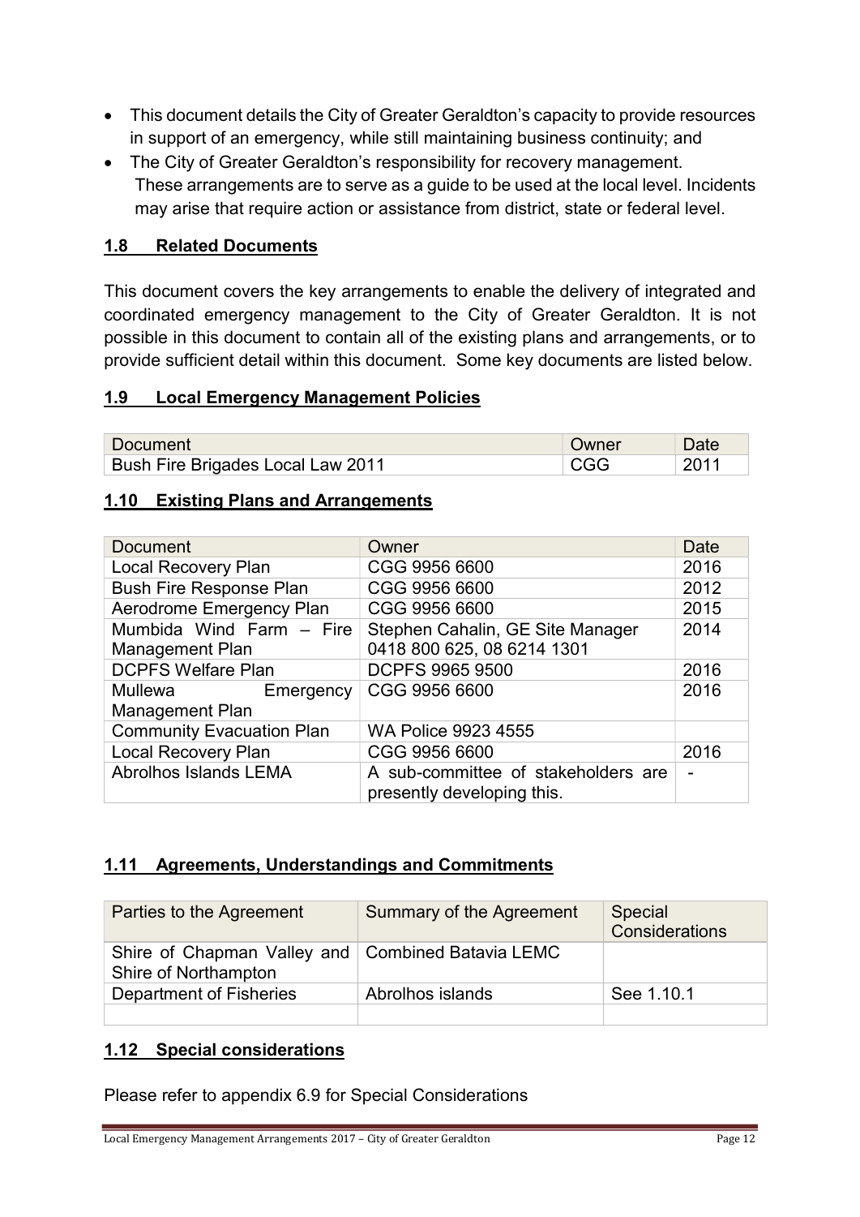- This document details the City of Greater Geraldton's capacity to provide resources in support of an emergency, while still maintaining business continuity; and
- The City of Greater Geraldton's responsibility for recovery management.
  These arrangements are to serve as a guide to be used at the local level. Incidents may arise that require action or assistance from district, state or federal level.

## 1.8 Related Documents

This document covers the key arrangements to enable the delivery of integrated and coordinated emergency management to the City of Greater Geraldton. It is not possible in this document to contain all of the existing plans and arrangements, or to provide sufficient detail within this document. Some key documents are listed below.

## 1.9 Local Emergency Management Policies

| Document | Owner | Date |
|---|---|---|
| Bush Fire Brigades Local Law 2011 | CGG | 2011 |

## 1.10 Existing Plans and Arrangements

| Document | Owner | Date |
|---|---|---|
| Local Recovery Plan | CGG 9956 6600 | 2016 |
| Bush Fire Response Plan | CGG 9956 6600 | 2012 |
| Aerodrome Emergency Plan | CGG 9956 6600 | 2015 |
| Mumbida Wind Farm – Fire Management Plan | Stephen Cahalin, GE Site Manager 0418 800 625, 08 6214 1301 | 2014 |
| DCPFS Welfare Plan | DCPFS 9965 9500 | 2016 |
| Mullewa Emergency Management Plan | CGG 9956 6600 | 2016 |
| Community Evacuation Plan | WA Police 9923 4555 | |
| Local Recovery Plan | CGG 9956 6600 | 2016 |
| Abrolhos Islands LEMA | A sub-committee of stakeholders are presently developing this. | - |

## 1.11 Agreements, Understandings and Commitments

| Parties to the Agreement | Summary of the Agreement | Special Considerations |
|---|---|---|
| Shire of Chapman Valley and Shire of Northampton | Combined Batavia LEMC | |
| Department of Fisheries | Abrolhos islands | See 1.10.1 |
| | | |

## 1.12 Special considerations

Please refer to appendix 6.9 for Special Considerations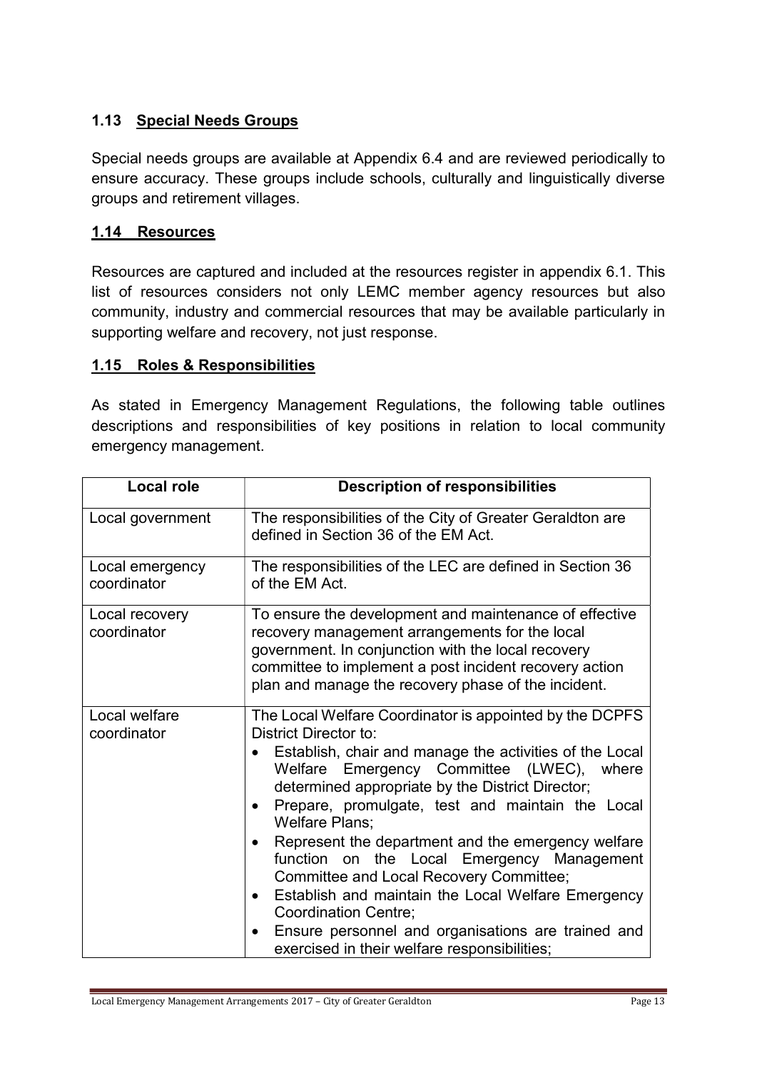## 1.13 Special Needs Groups

Special needs groups are available at Appendix 6.4 and are reviewed periodically to ensure accuracy. These groups include schools, culturally and linguistically diverse groups and retirement villages.

## 1.14 Resources

Resources are captured and included at the resources register in appendix 6.1. This list of resources considers not only LEMC member agency resources but also community, industry and commercial resources that may be available particularly in supporting welfare and recovery, not just response.

## 1.15 Roles & Responsibilities

As stated in Emergency Management Regulations, the following table outlines descriptions and responsibilities of key positions in relation to local community emergency management.

| Local role | Description of responsibilities |
|---|---|
| Local government | The responsibilities of the City of Greater Geraldton are defined in Section 36 of the EM Act. |
| Local emergency coordinator | The responsibilities of the LEC are defined in Section 36 of the EM Act. |
| Local recovery coordinator | To ensure the development and maintenance of effective recovery management arrangements for the local government. In conjunction with the local recovery committee to implement a post incident recovery action plan and manage the recovery phase of the incident. |
| Local welfare coordinator | The Local Welfare Coordinator is appointed by the DCPFS District Director to: <br>• Establish, chair and manage the activities of the Local Welfare Emergency Committee (LWEC), where determined appropriate by the District Director; <br>• Prepare, promulgate, test and maintain the Local Welfare Plans; <br>• Represent the department and the emergency welfare function on the Local Emergency Management Committee and Local Recovery Committee; <br>• Establish and maintain the Local Welfare Emergency Coordination Centre; <br>• Ensure personnel and organisations are trained and exercised in their welfare responsibilities; |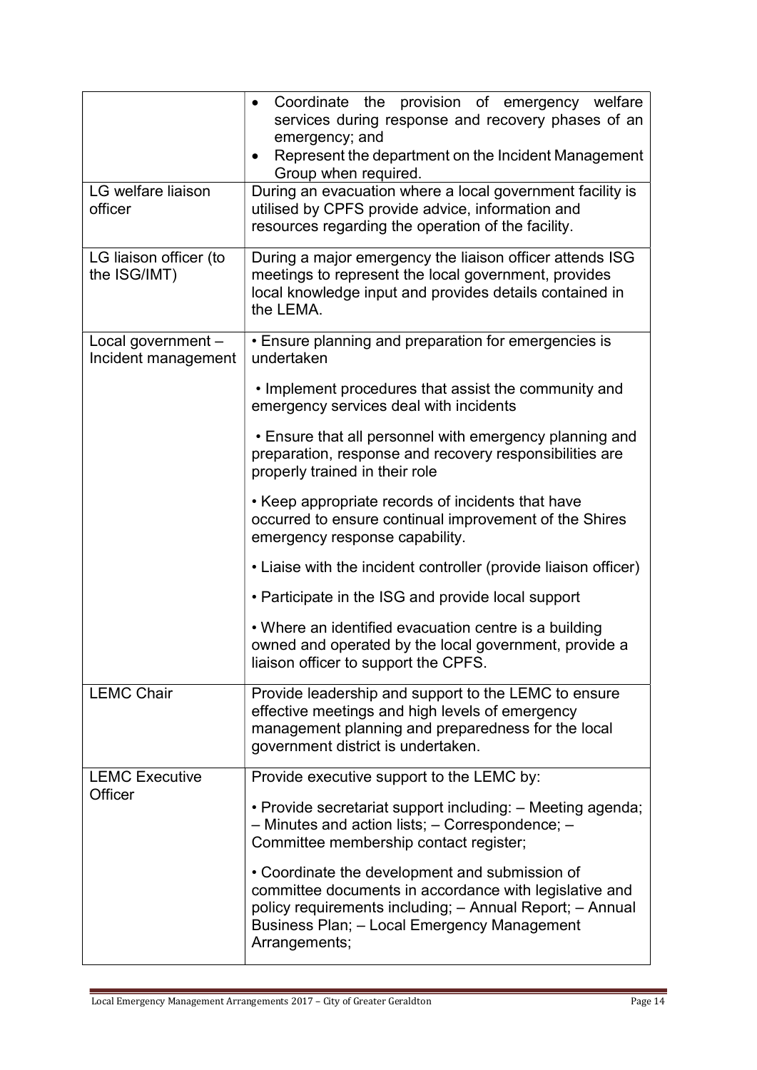| | |
|---|---|
| | • Coordinate the provision of emergency welfare services during response and recovery phases of an emergency; and<br>• Represent the department on the Incident Management Group when required. |
| LG welfare liaison officer | During an evacuation where a local government facility is utilised by CPFS provide advice, information and resources regarding the operation of the facility. |
| LG liaison officer (to the ISG/IMT) | During a major emergency the liaison officer attends ISG meetings to represent the local government, provides local knowledge input and provides details contained in the LEMA. |
| Local government – Incident management | • Ensure planning and preparation for emergencies is undertaken<br>• Implement procedures that assist the community and emergency services deal with incidents<br>• Ensure that all personnel with emergency planning and preparation, response and recovery responsibilities are properly trained in their role<br>• Keep appropriate records of incidents that have occurred to ensure continual improvement of the Shires emergency response capability.<br>• Liaise with the incident controller (provide liaison officer)<br>• Participate in the ISG and provide local support<br>• Where an identified evacuation centre is a building owned and operated by the local government, provide a liaison officer to support the CPFS. |
| LEMC Chair | Provide leadership and support to the LEMC to ensure effective meetings and high levels of emergency management planning and preparedness for the local government district is undertaken. |
| LEMC Executive Officer | Provide executive support to the LEMC by:<br>• Provide secretariat support including: – Meeting agenda; – Minutes and action lists; – Correspondence; – Committee membership contact register;<br>• Coordinate the development and submission of committee documents in accordance with legislative and policy requirements including; – Annual Report; – Annual Business Plan; – Local Emergency Management Arrangements; |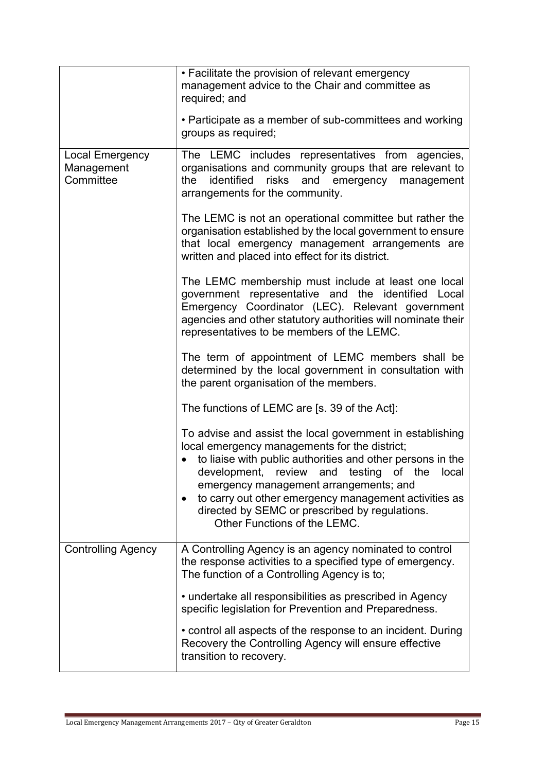| | |
|---|---|
| | • Facilitate the provision of relevant emergency management advice to the Chair and committee as required; and<br><br>• Participate as a member of sub-committees and working groups as required; |
| Local Emergency Management Committee | The LEMC includes representatives from agencies, organisations and community groups that are relevant to the identified risks and emergency management arrangements for the community.<br><br>The LEMC is not an operational committee but rather the organisation established by the local government to ensure that local emergency management arrangements are written and placed into effect for its district.<br><br>The LEMC membership must include at least one local government representative and the identified Local Emergency Coordinator (LEC). Relevant government agencies and other statutory authorities will nominate their representatives to be members of the LEMC.<br><br>The term of appointment of LEMC members shall be determined by the local government in consultation with the parent organisation of the members.<br><br>The functions of LEMC are [s. 39 of the Act]:<br><br>To advise and assist the local government in establishing local emergency managements for the district;<br>• to liaise with public authorities and other persons in the development, review and testing of the local emergency management arrangements; and<br>• to carry out other emergency management activities as directed by SEMC or prescribed by regulations.<br>Other Functions of the LEMC. |
| Controlling Agency | A Controlling Agency is an agency nominated to control the response activities to a specified type of emergency. The function of a Controlling Agency is to;<br><br>• undertake all responsibilities as prescribed in Agency specific legislation for Prevention and Preparedness.<br><br>• control all aspects of the response to an incident. During Recovery the Controlling Agency will ensure effective transition to recovery. |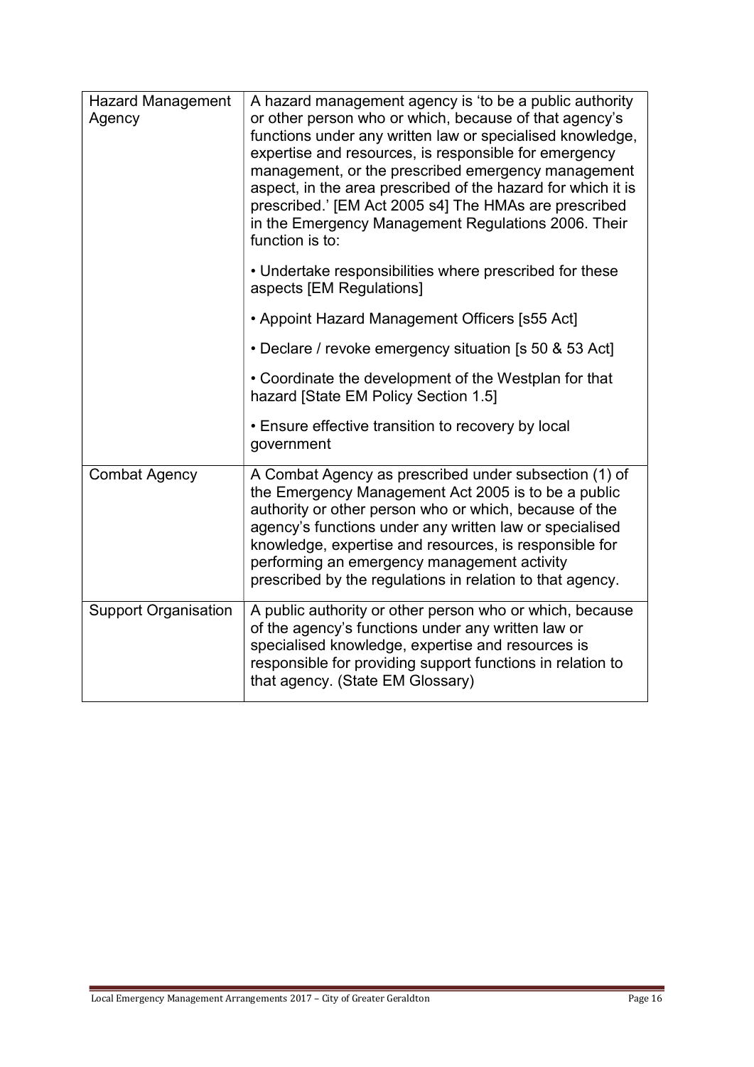| | |
|---|---|
| Hazard Management Agency | A hazard management agency is 'to be a public authority or other person who or which, because of that agency's functions under any written law or specialised knowledge, expertise and resources, is responsible for emergency management, or the prescribed emergency management aspect, in the area prescribed of the hazard for which it is prescribed.' [EM Act 2005 s4] The HMAs are prescribed in the Emergency Management Regulations 2006. Their function is to:<br><br>• Undertake responsibilities where prescribed for these aspects [EM Regulations]<br><br>• Appoint Hazard Management Officers [s55 Act]<br><br>• Declare / revoke emergency situation [s 50 & 53 Act]<br><br>• Coordinate the development of the Westplan for that hazard [State EM Policy Section 1.5]<br><br>• Ensure effective transition to recovery by local government |
| Combat Agency | A Combat Agency as prescribed under subsection (1) of the Emergency Management Act 2005 is to be a public authority or other person who or which, because of the agency's functions under any written law or specialised knowledge, expertise and resources, is responsible for performing an emergency management activity prescribed by the regulations in relation to that agency. |
| Support Organisation | A public authority or other person who or which, because of the agency's functions under any written law or specialised knowledge, expertise and resources is responsible for providing support functions in relation to that agency. (State EM Glossary) |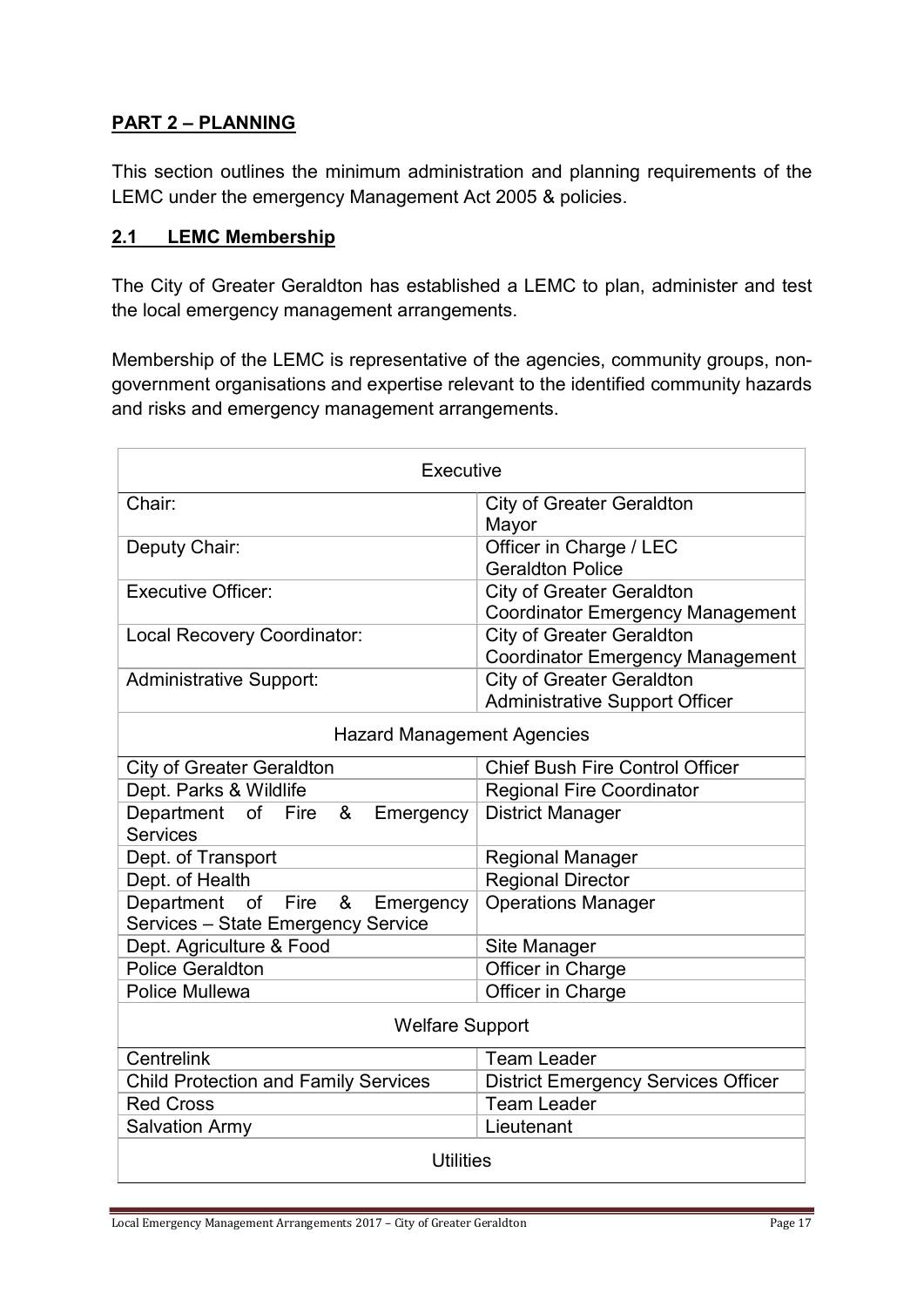## PART 2 – PLANNING

This section outlines the minimum administration and planning requirements of the LEMC under the emergency Management Act 2005 & policies.

### 2.1 LEMC Membership

The City of Greater Geraldton has established a LEMC to plan, administer and test the local emergency management arrangements.

Membership of the LEMC is representative of the agencies, community groups, non-government organisations and expertise relevant to the identified community hazards and risks and emergency management arrangements.

| Executive | |
|---|---|
| Chair: | City of Greater Geraldton Mayor |
| Deputy Chair: | Officer in Charge / LEC Geraldton Police |
| Executive Officer: | City of Greater Geraldton Coordinator Emergency Management |
| Local Recovery Coordinator: | City of Greater Geraldton Coordinator Emergency Management |
| Administrative Support: | City of Greater Geraldton Administrative Support Officer |
| **Hazard Management Agencies** | |
| City of Greater Geraldton | Chief Bush Fire Control Officer |
| Dept. Parks & Wildlife | Regional Fire Coordinator |
| Department of Fire & Emergency Services | District Manager |
| Dept. of Transport | Regional Manager |
| Dept. of Health | Regional Director |
| Department of Fire & Emergency Services – State Emergency Service | Operations Manager |
| Dept. Agriculture & Food | Site Manager |
| Police Geraldton | Officer in Charge |
| Police Mullewa | Officer in Charge |
| **Welfare Support** | |
| Centrelink | Team Leader |
| Child Protection and Family Services | District Emergency Services Officer |
| Red Cross | Team Leader |
| Salvation Army | Lieutenant |
| **Utilities** | |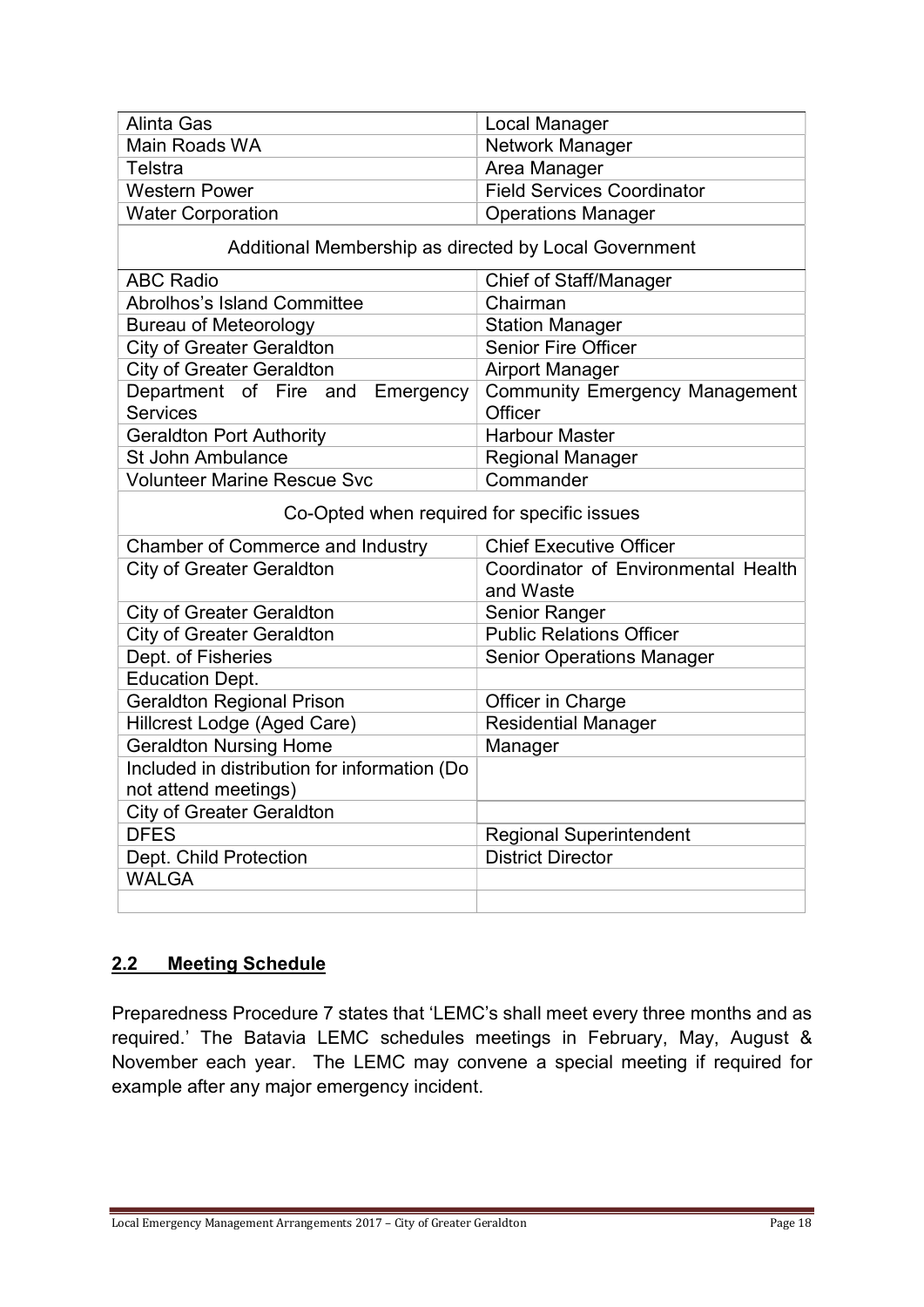| Alinta Gas | Local Manager |
|---|---|
| Main Roads WA | Network Manager |
| Telstra | Area Manager |
| Western Power | Field Services Coordinator |
| Water Corporation | Operations Manager |
| Additional Membership as directed by Local Government | |
| ABC Radio | Chief of Staff/Manager |
| Abrolhos's Island Committee | Chairman |
| Bureau of Meteorology | Station Manager |
| City of Greater Geraldton | Senior Fire Officer |
| City of Greater Geraldton | Airport Manager |
| Department of Fire and Emergency Services | Community Emergency Management Officer |
| Geraldton Port Authority | Harbour Master |
| St John Ambulance | Regional Manager |
| Volunteer Marine Rescue Svc | Commander |
| Co-Opted when required for specific issues | |
| Chamber of Commerce and Industry | Chief Executive Officer |
| City of Greater Geraldton | Coordinator of Environmental Health and Waste |
| City of Greater Geraldton | Senior Ranger |
| City of Greater Geraldton | Public Relations Officer |
| Dept. of Fisheries | Senior Operations Manager |
| Education Dept. | |
| Geraldton Regional Prison | Officer in Charge |
| Hillcrest Lodge (Aged Care) | Residential Manager |
| Geraldton Nursing Home | Manager |
| Included in distribution for information (Do not attend meetings) | |
| City of Greater Geraldton | |
| DFES | Regional Superintendent |
| Dept. Child Protection | District Director |
| WALGA | |
| | |

## 2.2 Meeting Schedule

Preparedness Procedure 7 states that 'LEMC's shall meet every three months and as required.' The Batavia LEMC schedules meetings in February, May, August & November each year. The LEMC may convene a special meeting if required for example after any major emergency incident.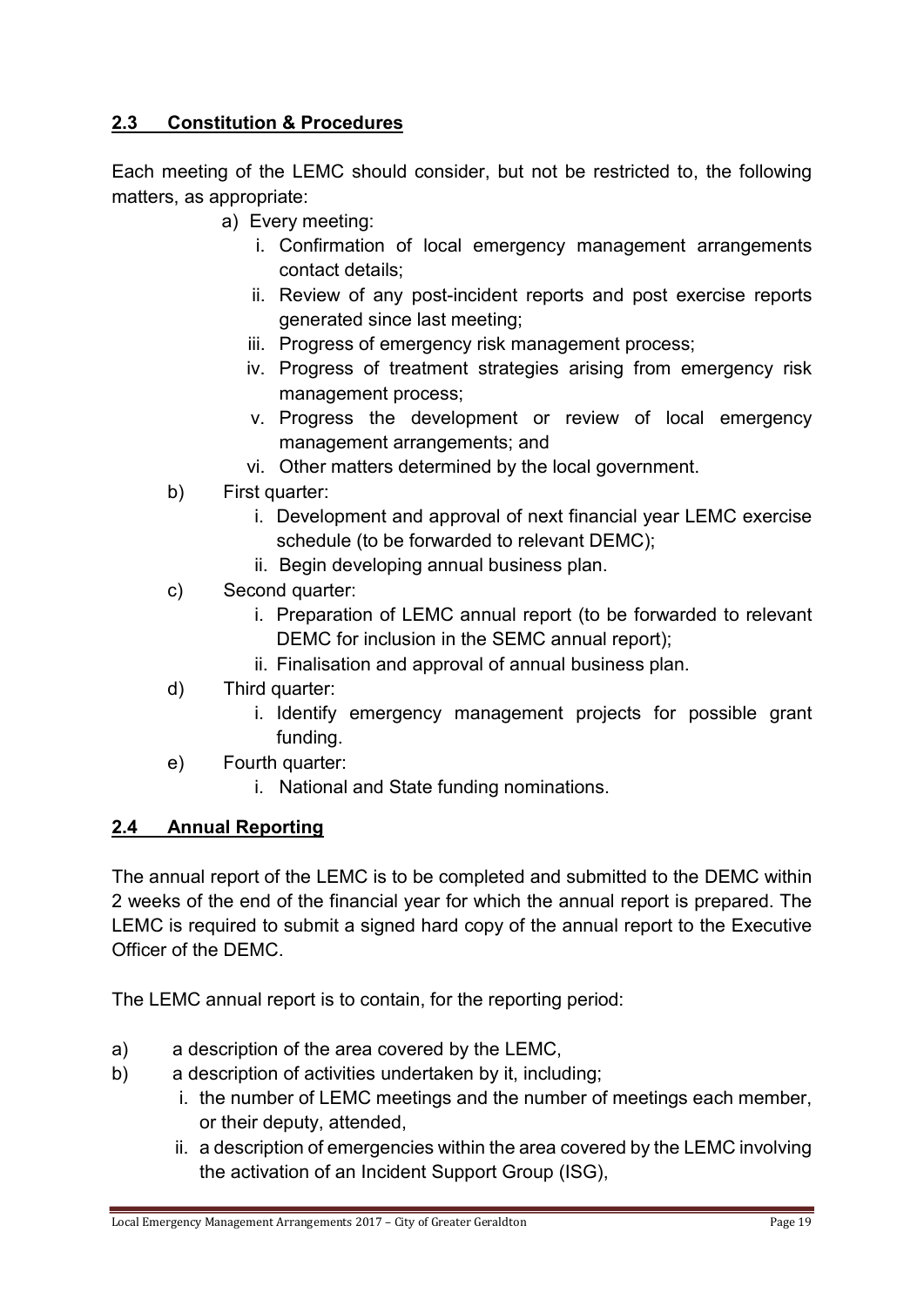## 2.3 Constitution & Procedures

Each meeting of the LEMC should consider, but not be restricted to, the following matters, as appropriate:

a) Every meeting:
   i. Confirmation of local emergency management arrangements contact details;
   ii. Review of any post-incident reports and post exercise reports generated since last meeting;
   iii. Progress of emergency risk management process;
   iv. Progress of treatment strategies arising from emergency risk management process;
   v. Progress the development or review of local emergency management arrangements; and
   vi. Other matters determined by the local government.

b) First quarter:
   i. Development and approval of next financial year LEMC exercise schedule (to be forwarded to relevant DEMC);
   ii. Begin developing annual business plan.

c) Second quarter:
   i. Preparation of LEMC annual report (to be forwarded to relevant DEMC for inclusion in the SEMC annual report);
   ii. Finalisation and approval of annual business plan.

d) Third quarter:
   i. Identify emergency management projects for possible grant funding.

e) Fourth quarter:
   i. National and State funding nominations.

## 2.4 Annual Reporting

The annual report of the LEMC is to be completed and submitted to the DEMC within 2 weeks of the end of the financial year for which the annual report is prepared. The LEMC is required to submit a signed hard copy of the annual report to the Executive Officer of the DEMC.

The LEMC annual report is to contain, for the reporting period:

a) a description of the area covered by the LEMC,

b) a description of activities undertaken by it, including;
   i. the number of LEMC meetings and the number of meetings each member, or their deputy, attended,
   ii. a description of emergencies within the area covered by the LEMC involving the activation of an Incident Support Group (ISG),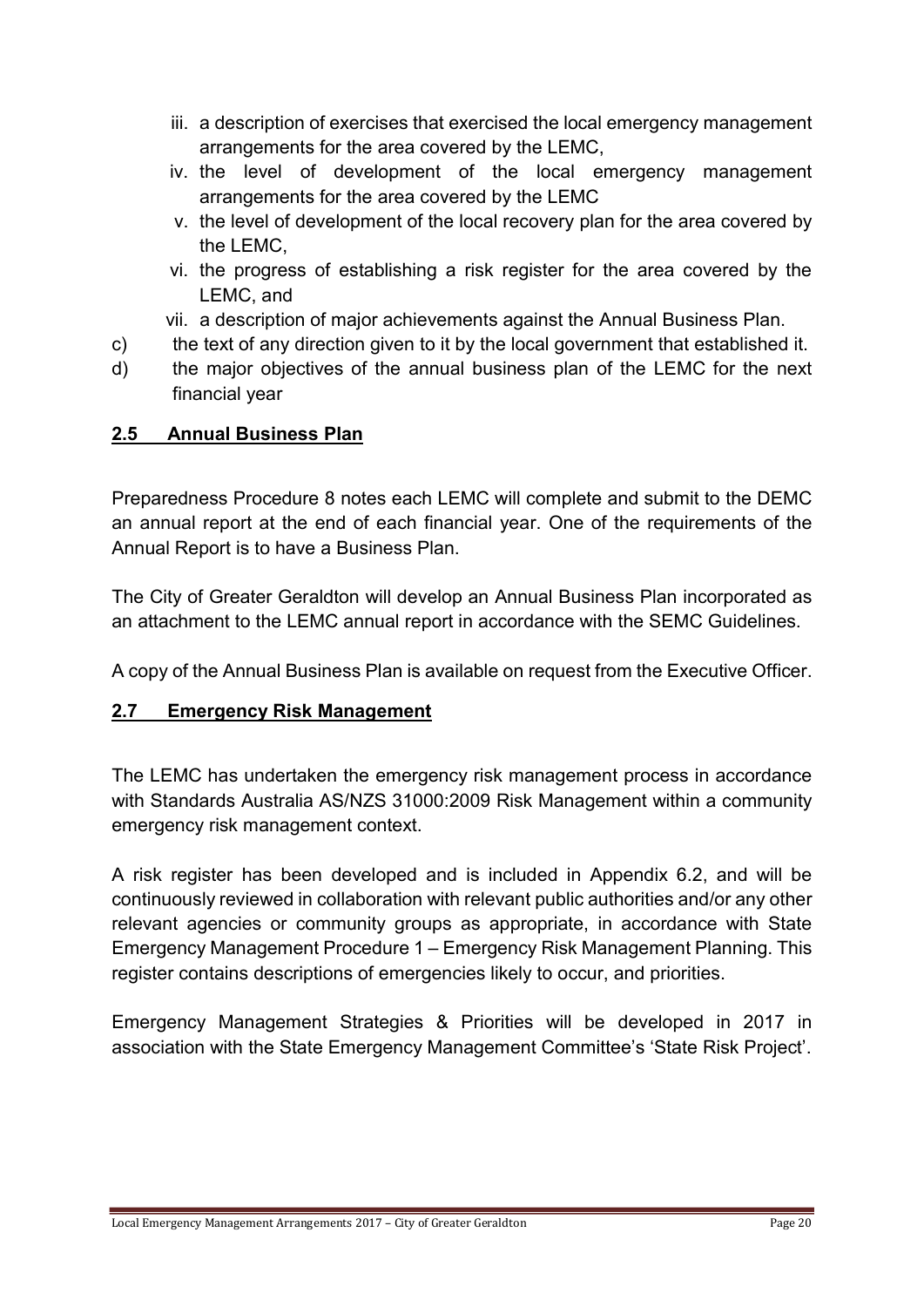iii. a description of exercises that exercised the local emergency management arrangements for the area covered by the LEMC,
iv. the level of development of the local emergency management arrangements for the area covered by the LEMC
v. the level of development of the local recovery plan for the area covered by the LEMC,
vi. the progress of establishing a risk register for the area covered by the LEMC, and
vii. a description of major achievements against the Annual Business Plan.

c) the text of any direction given to it by the local government that established it.

d) the major objectives of the annual business plan of the LEMC for the next financial year

## 2.5 Annual Business Plan

Preparedness Procedure 8 notes each LEMC will complete and submit to the DEMC an annual report at the end of each financial year. One of the requirements of the Annual Report is to have a Business Plan.

The City of Greater Geraldton will develop an Annual Business Plan incorporated as an attachment to the LEMC annual report in accordance with the SEMC Guidelines.

A copy of the Annual Business Plan is available on request from the Executive Officer.

## 2.7 Emergency Risk Management

The LEMC has undertaken the emergency risk management process in accordance with Standards Australia AS/NZS 31000:2009 Risk Management within a community emergency risk management context.

A risk register has been developed and is included in Appendix 6.2, and will be continuously reviewed in collaboration with relevant public authorities and/or any other relevant agencies or community groups as appropriate, in accordance with State Emergency Management Procedure 1 – Emergency Risk Management Planning. This register contains descriptions of emergencies likely to occur, and priorities.

Emergency Management Strategies & Priorities will be developed in 2017 in association with the State Emergency Management Committee's 'State Risk Project'.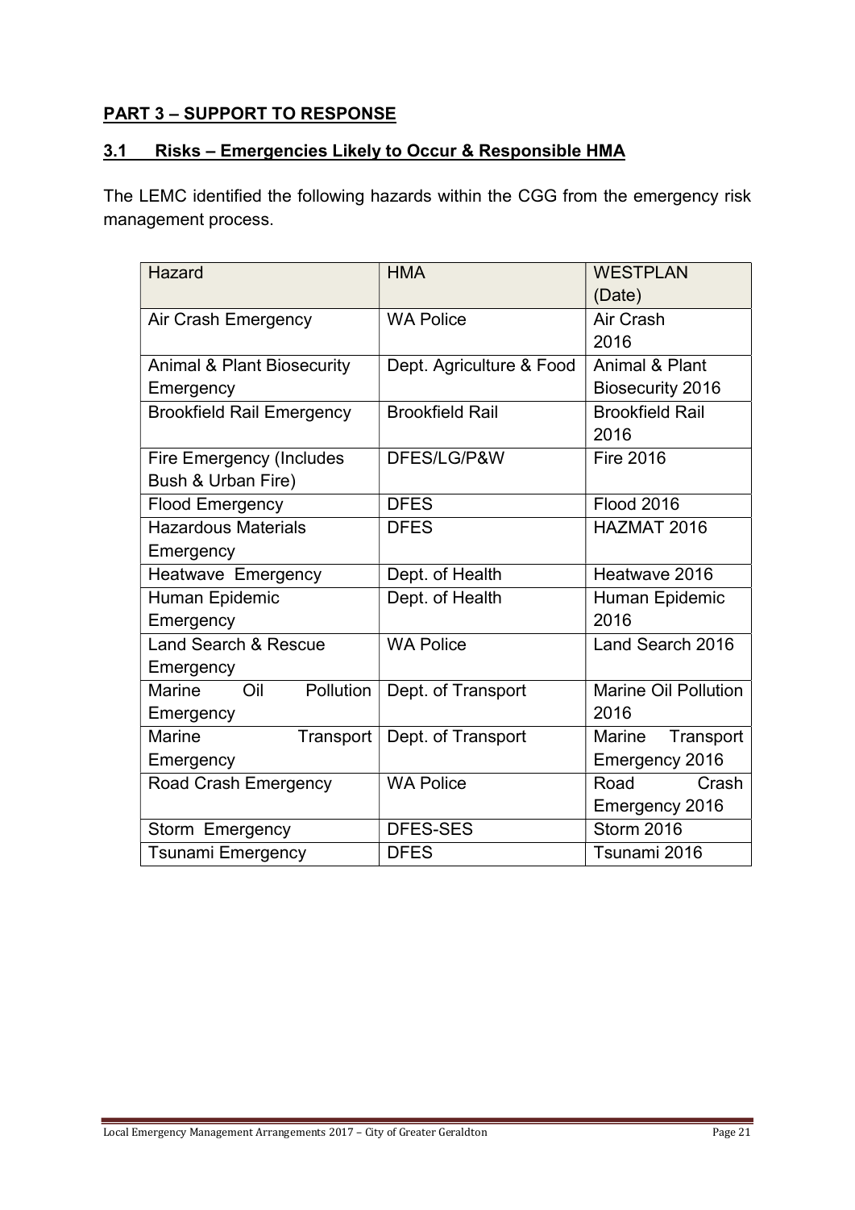## PART 3 – SUPPORT TO RESPONSE

### 3.1 Risks – Emergencies Likely to Occur & Responsible HMA

The LEMC identified the following hazards within the CGG from the emergency risk management process.

| Hazard | HMA | WESTPLAN (Date) |
|---|---|---|
| Air Crash Emergency | WA Police | Air Crash 2016 |
| Animal & Plant Biosecurity Emergency | Dept. Agriculture & Food | Animal & Plant Biosecurity 2016 |
| Brookfield Rail Emergency | Brookfield Rail | Brookfield Rail 2016 |
| Fire Emergency (Includes Bush & Urban Fire) | DFES/LG/P&W | Fire 2016 |
| Flood Emergency | DFES | Flood 2016 |
| Hazardous Materials Emergency | DFES | HAZMAT 2016 |
| Heatwave Emergency | Dept. of Health | Heatwave 2016 |
| Human Epidemic Emergency | Dept. of Health | Human Epidemic 2016 |
| Land Search & Rescue Emergency | WA Police | Land Search 2016 |
| Marine Oil Pollution Emergency | Dept. of Transport | Marine Oil Pollution 2016 |
| Marine Transport Emergency | Dept. of Transport | Marine Transport Emergency 2016 |
| Road Crash Emergency | WA Police | Road Crash Emergency 2016 |
| Storm Emergency | DFES-SES | Storm 2016 |
| Tsunami Emergency | DFES | Tsunami 2016 |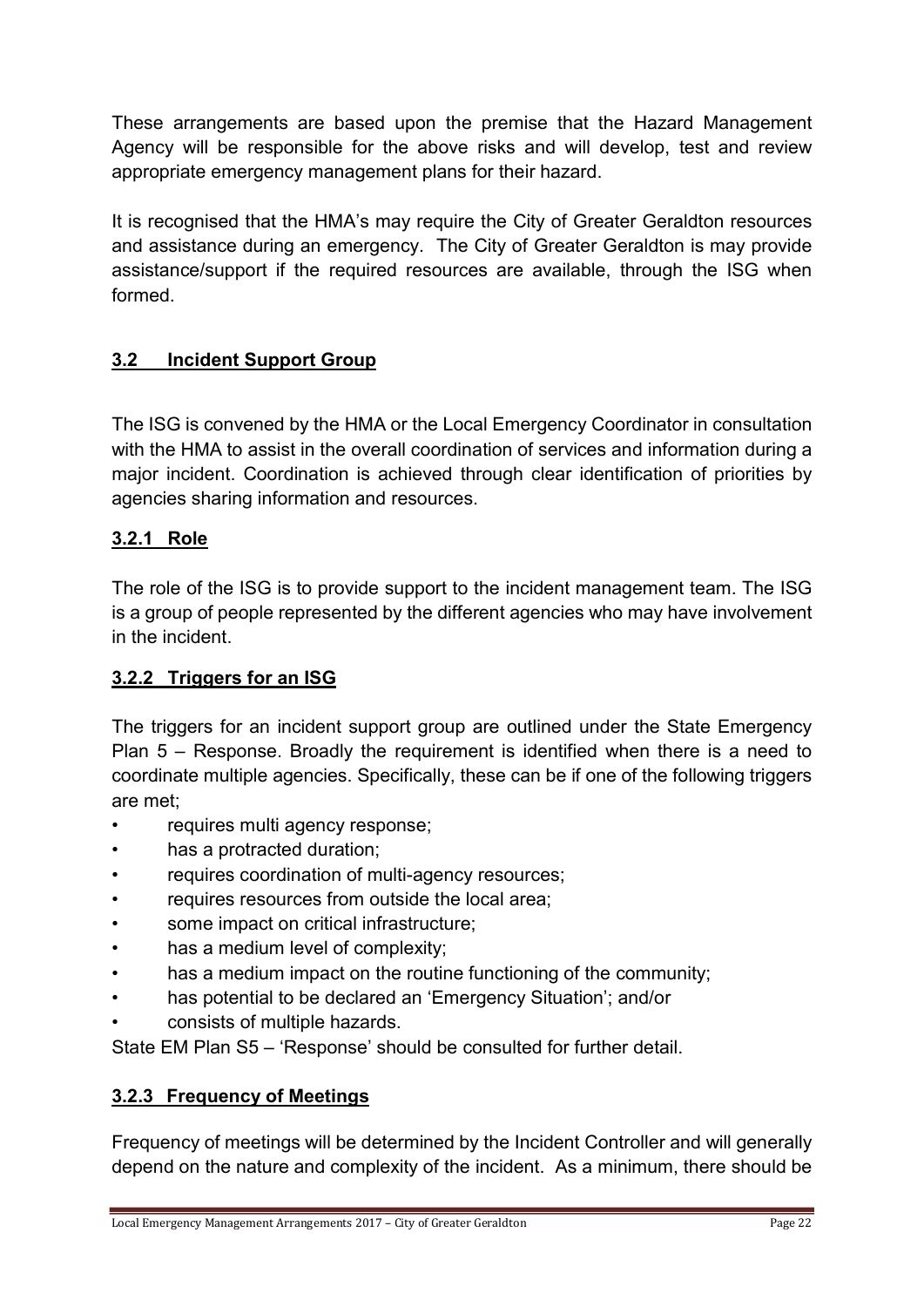These arrangements are based upon the premise that the Hazard Management Agency will be responsible for the above risks and will develop, test and review appropriate emergency management plans for their hazard.

It is recognised that the HMA's may require the City of Greater Geraldton resources and assistance during an emergency. The City of Greater Geraldton is may provide assistance/support if the required resources are available, through the ISG when formed.

## 3.2 Incident Support Group

The ISG is convened by the HMA or the Local Emergency Coordinator in consultation with the HMA to assist in the overall coordination of services and information during a major incident. Coordination is achieved through clear identification of priorities by agencies sharing information and resources.

### 3.2.1 Role

The role of the ISG is to provide support to the incident management team. The ISG is a group of people represented by the different agencies who may have involvement in the incident.

### 3.2.2 Triggers for an ISG

The triggers for an incident support group are outlined under the State Emergency Plan 5 – Response. Broadly the requirement is identified when there is a need to coordinate multiple agencies. Specifically, these can be if one of the following triggers are met;

- requires multi agency response;
- has a protracted duration;
- requires coordination of multi-agency resources;
- requires resources from outside the local area;
- some impact on critical infrastructure;
- has a medium level of complexity;
- has a medium impact on the routine functioning of the community;
- has potential to be declared an 'Emergency Situation'; and/or
- consists of multiple hazards.

State EM Plan S5 – 'Response' should be consulted for further detail.

### 3.2.3 Frequency of Meetings

Frequency of meetings will be determined by the Incident Controller and will generally depend on the nature and complexity of the incident. As a minimum, there should be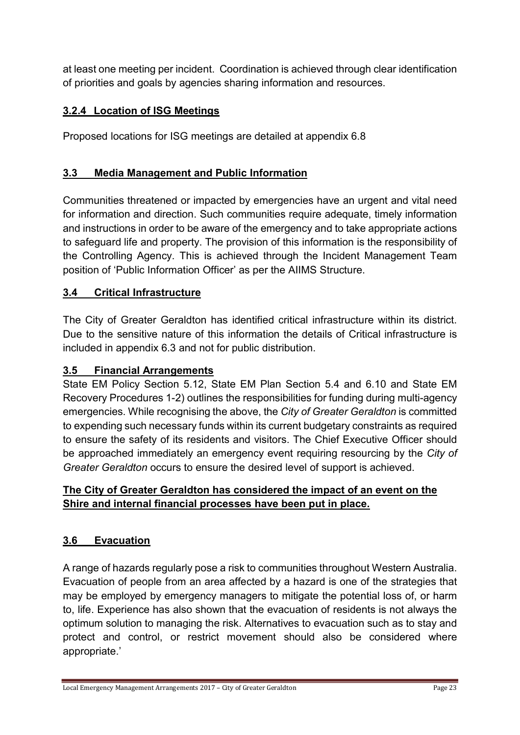at least one meeting per incident. Coordination is achieved through clear identification of priorities and goals by agencies sharing information and resources.

### 3.2.4 Location of ISG Meetings

Proposed locations for ISG meetings are detailed at appendix 6.8

## 3.3 Media Management and Public Information

Communities threatened or impacted by emergencies have an urgent and vital need for information and direction. Such communities require adequate, timely information and instructions in order to be aware of the emergency and to take appropriate actions to safeguard life and property. The provision of this information is the responsibility of the Controlling Agency. This is achieved through the Incident Management Team position of 'Public Information Officer' as per the AIIMS Structure.

## 3.4 Critical Infrastructure

The City of Greater Geraldton has identified critical infrastructure within its district. Due to the sensitive nature of this information the details of Critical infrastructure is included in appendix 6.3 and not for public distribution.

## 3.5 Financial Arrangements

State EM Policy Section 5.12, State EM Plan Section 5.4 and 6.10 and State EM Recovery Procedures 1-2) outlines the responsibilities for funding during multi-agency emergencies. While recognising the above, the *City of Greater Geraldton* is committed to expending such necessary funds within its current budgetary constraints as required to ensure the safety of its residents and visitors. The Chief Executive Officer should be approached immediately an emergency event requiring resourcing by the *City of Greater Geraldton* occurs to ensure the desired level of support is achieved.

**The City of Greater Geraldton has considered the impact of an event on the Shire and internal financial processes have been put in place.**

## 3.6 Evacuation

A range of hazards regularly pose a risk to communities throughout Western Australia. Evacuation of people from an area affected by a hazard is one of the strategies that may be employed by emergency managers to mitigate the potential loss of, or harm to, life. Experience has also shown that the evacuation of residents is not always the optimum solution to managing the risk. Alternatives to evacuation such as to stay and protect and control, or restrict movement should also be considered where appropriate.'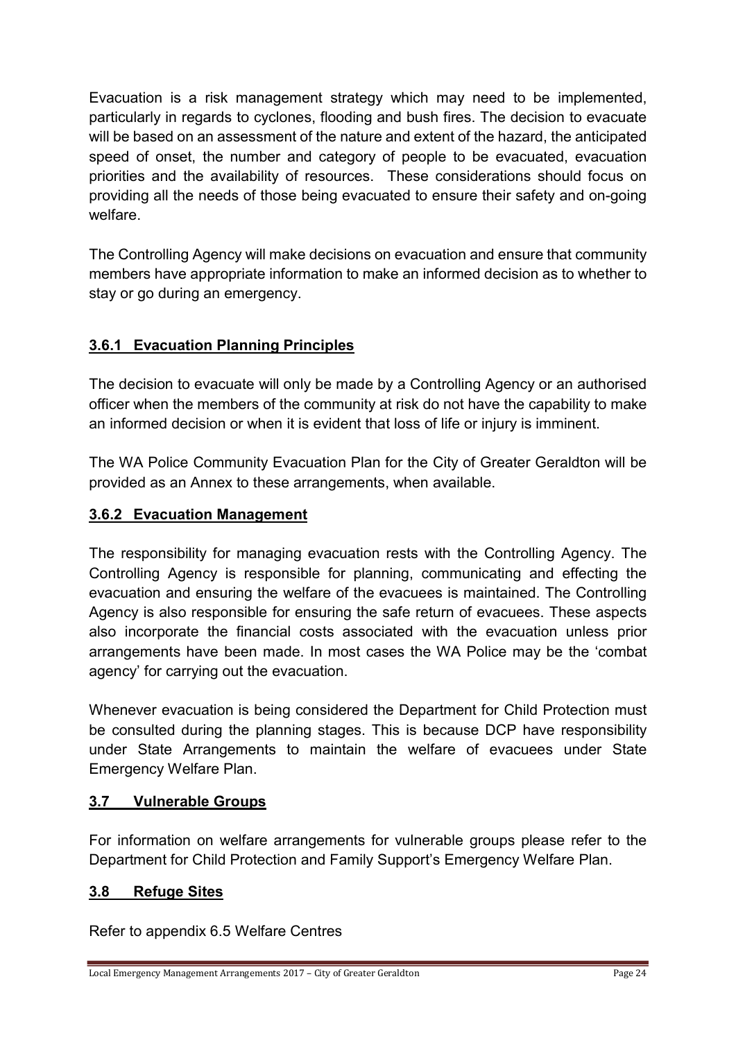Evacuation is a risk management strategy which may need to be implemented, particularly in regards to cyclones, flooding and bush fires. The decision to evacuate will be based on an assessment of the nature and extent of the hazard, the anticipated speed of onset, the number and category of people to be evacuated, evacuation priorities and the availability of resources. These considerations should focus on providing all the needs of those being evacuated to ensure their safety and on-going welfare.

The Controlling Agency will make decisions on evacuation and ensure that community members have appropriate information to make an informed decision as to whether to stay or go during an emergency.

### 3.6.1 Evacuation Planning Principles

The decision to evacuate will only be made by a Controlling Agency or an authorised officer when the members of the community at risk do not have the capability to make an informed decision or when it is evident that loss of life or injury is imminent.

The WA Police Community Evacuation Plan for the City of Greater Geraldton will be provided as an Annex to these arrangements, when available.

### 3.6.2 Evacuation Management

The responsibility for managing evacuation rests with the Controlling Agency. The Controlling Agency is responsible for planning, communicating and effecting the evacuation and ensuring the welfare of the evacuees is maintained. The Controlling Agency is also responsible for ensuring the safe return of evacuees. These aspects also incorporate the financial costs associated with the evacuation unless prior arrangements have been made. In most cases the WA Police may be the 'combat agency' for carrying out the evacuation.

Whenever evacuation is being considered the Department for Child Protection must be consulted during the planning stages. This is because DCP have responsibility under State Arrangements to maintain the welfare of evacuees under State Emergency Welfare Plan.

## 3.7 Vulnerable Groups

For information on welfare arrangements for vulnerable groups please refer to the Department for Child Protection and Family Support's Emergency Welfare Plan.

## 3.8 Refuge Sites

Refer to appendix 6.5 Welfare Centres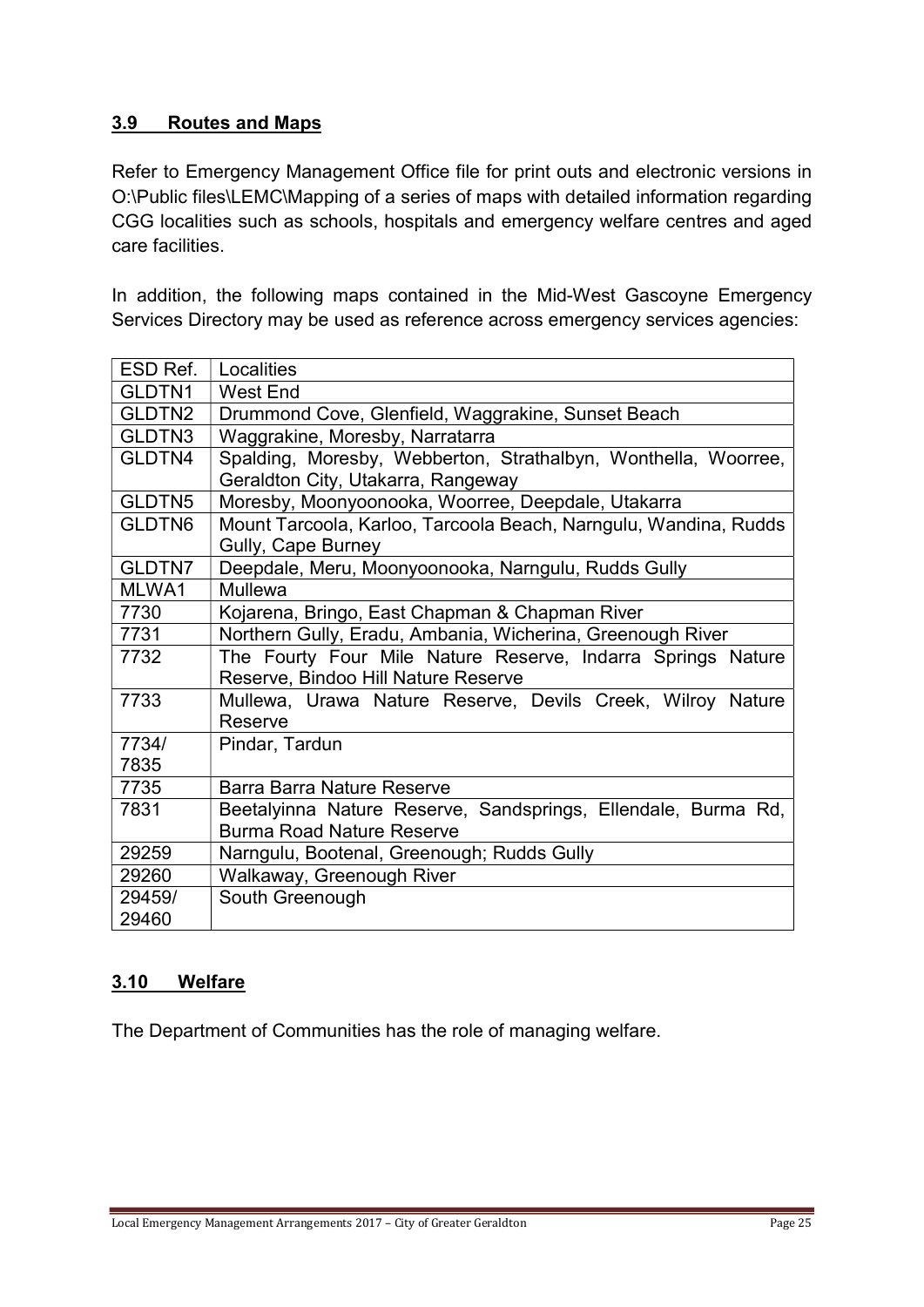## 3.9 Routes and Maps

Refer to Emergency Management Office file for print outs and electronic versions in O:\Public files\LEMC\Mapping of a series of maps with detailed information regarding CGG localities such as schools, hospitals and emergency welfare centres and aged care facilities.

In addition, the following maps contained in the Mid-West Gascoyne Emergency Services Directory may be used as reference across emergency services agencies:

| ESD Ref. | Localities |
|---|---|
| GLDTN1 | West End |
| GLDTN2 | Drummond Cove, Glenfield, Waggrakine, Sunset Beach |
| GLDTN3 | Waggrakine, Moresby, Narratarra |
| GLDTN4 | Spalding, Moresby, Webberton, Strathalbyn, Wonthella, Woorree, Geraldton City, Utakarra, Rangeway |
| GLDTN5 | Moresby, Moonyoonooka, Woorree, Deepdale, Utakarra |
| GLDTN6 | Mount Tarcoola, Karloo, Tarcoola Beach, Narngulu, Wandina, Rudds Gully, Cape Burney |
| GLDTN7 | Deepdale, Meru, Moonyoonooka, Narngulu, Rudds Gully |
| MLWA1 | Mullewa |
| 7730 | Kojarena, Bringo, East Chapman & Chapman River |
| 7731 | Northern Gully, Eradu, Ambania, Wicherina, Greenough River |
| 7732 | The Fourty Four Mile Nature Reserve, Indarra Springs Nature Reserve, Bindoo Hill Nature Reserve |
| 7733 | Mullewa, Urawa Nature Reserve, Devils Creek, Wilroy Nature Reserve |
| 7734/ 7835 | Pindar, Tardun |
| 7735 | Barra Barra Nature Reserve |
| 7831 | Beetalyinna Nature Reserve, Sandsprings, Ellendale, Burma Rd, Burma Road Nature Reserve |
| 29259 | Narngulu, Bootenal, Greenough; Rudds Gully |
| 29260 | Walkaway, Greenough River |
| 29459/ 29460 | South Greenough |

## 3.10 Welfare

The Department of Communities has the role of managing welfare.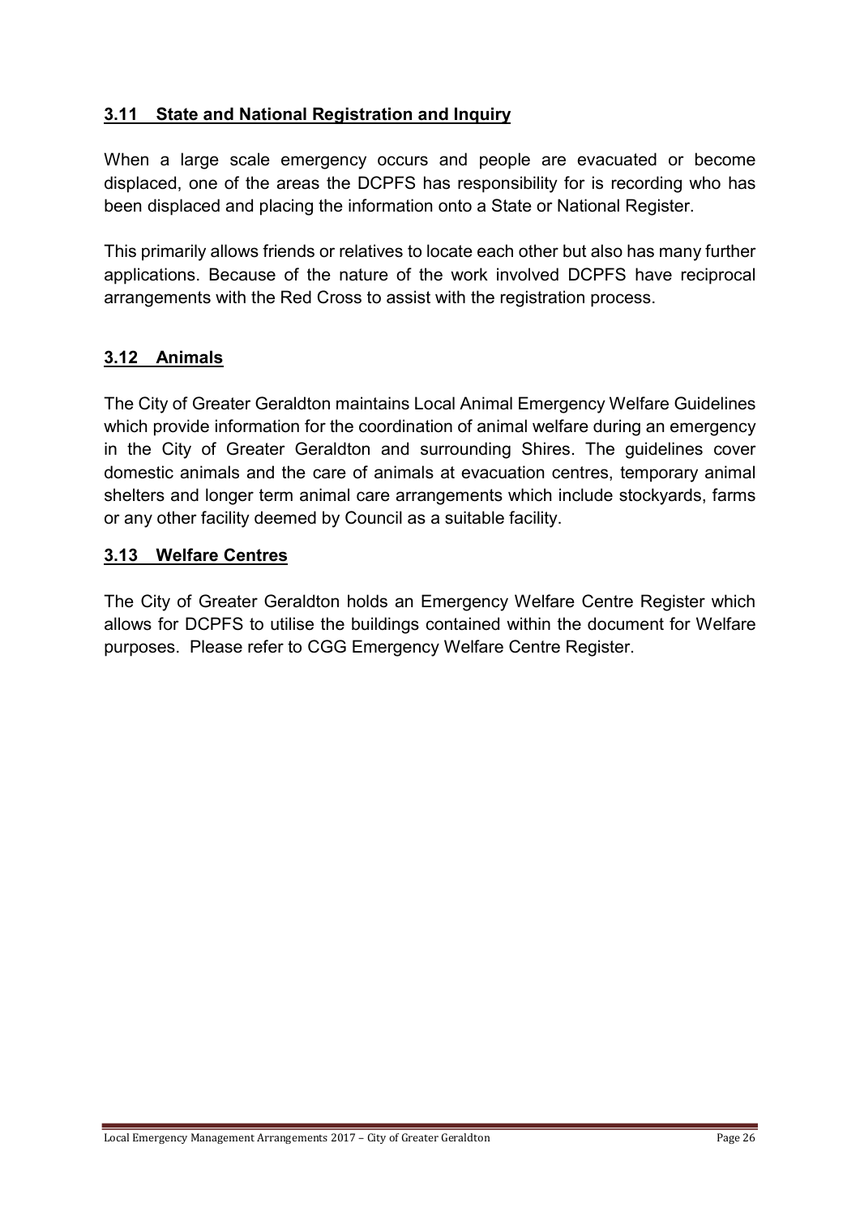### 3.11 State and National Registration and Inquiry

When a large scale emergency occurs and people are evacuated or become displaced, one of the areas the DCPFS has responsibility for is recording who has been displaced and placing the information onto a State or National Register.

This primarily allows friends or relatives to locate each other but also has many further applications. Because of the nature of the work involved DCPFS have reciprocal arrangements with the Red Cross to assist with the registration process.

### 3.12 Animals

The City of Greater Geraldton maintains Local Animal Emergency Welfare Guidelines which provide information for the coordination of animal welfare during an emergency in the City of Greater Geraldton and surrounding Shires. The guidelines cover domestic animals and the care of animals at evacuation centres, temporary animal shelters and longer term animal care arrangements which include stockyards, farms or any other facility deemed by Council as a suitable facility.

### 3.13 Welfare Centres

The City of Greater Geraldton holds an Emergency Welfare Centre Register which allows for DCPFS to utilise the buildings contained within the document for Welfare purposes. Please refer to CGG Emergency Welfare Centre Register.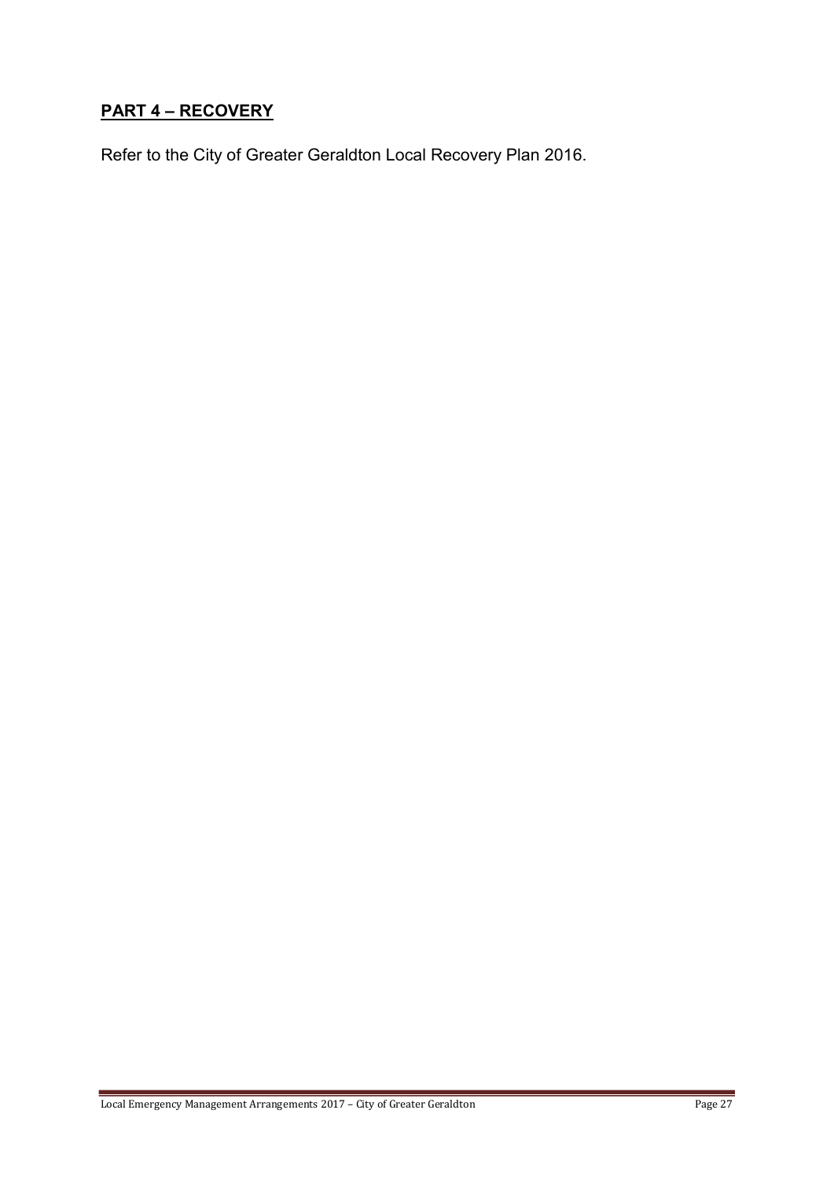## **PART 4 – RECOVERY**

Refer to the City of Greater Geraldton Local Recovery Plan 2016.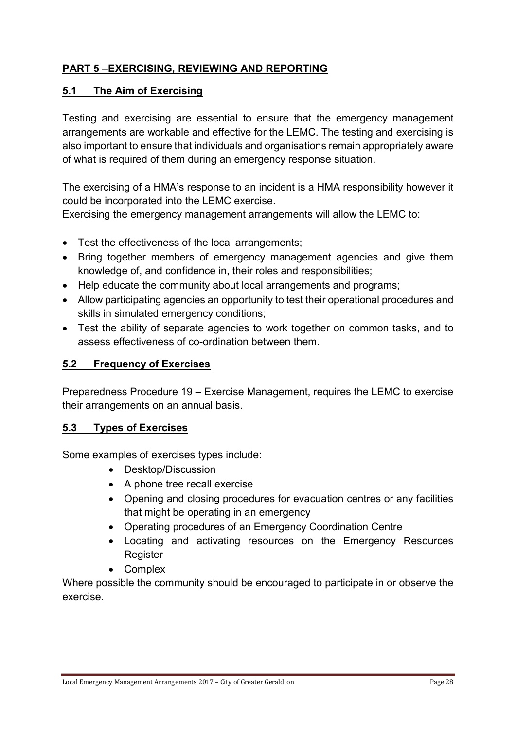## PART 5 –EXERCISING, REVIEWING AND REPORTING

### 5.1 The Aim of Exercising

Testing and exercising are essential to ensure that the emergency management arrangements are workable and effective for the LEMC. The testing and exercising is also important to ensure that individuals and organisations remain appropriately aware of what is required of them during an emergency response situation.

The exercising of a HMA's response to an incident is a HMA responsibility however it could be incorporated into the LEMC exercise.

Exercising the emergency management arrangements will allow the LEMC to:

- Test the effectiveness of the local arrangements;
- Bring together members of emergency management agencies and give them knowledge of, and confidence in, their roles and responsibilities;
- Help educate the community about local arrangements and programs;
- Allow participating agencies an opportunity to test their operational procedures and skills in simulated emergency conditions;
- Test the ability of separate agencies to work together on common tasks, and to assess effectiveness of co-ordination between them.

### 5.2 Frequency of Exercises

Preparedness Procedure 19 – Exercise Management, requires the LEMC to exercise their arrangements on an annual basis.

### 5.3 Types of Exercises

Some examples of exercises types include:

- Desktop/Discussion
- A phone tree recall exercise
- Opening and closing procedures for evacuation centres or any facilities that might be operating in an emergency
- Operating procedures of an Emergency Coordination Centre
- Locating and activating resources on the Emergency Resources Register
- Complex

Where possible the community should be encouraged to participate in or observe the exercise.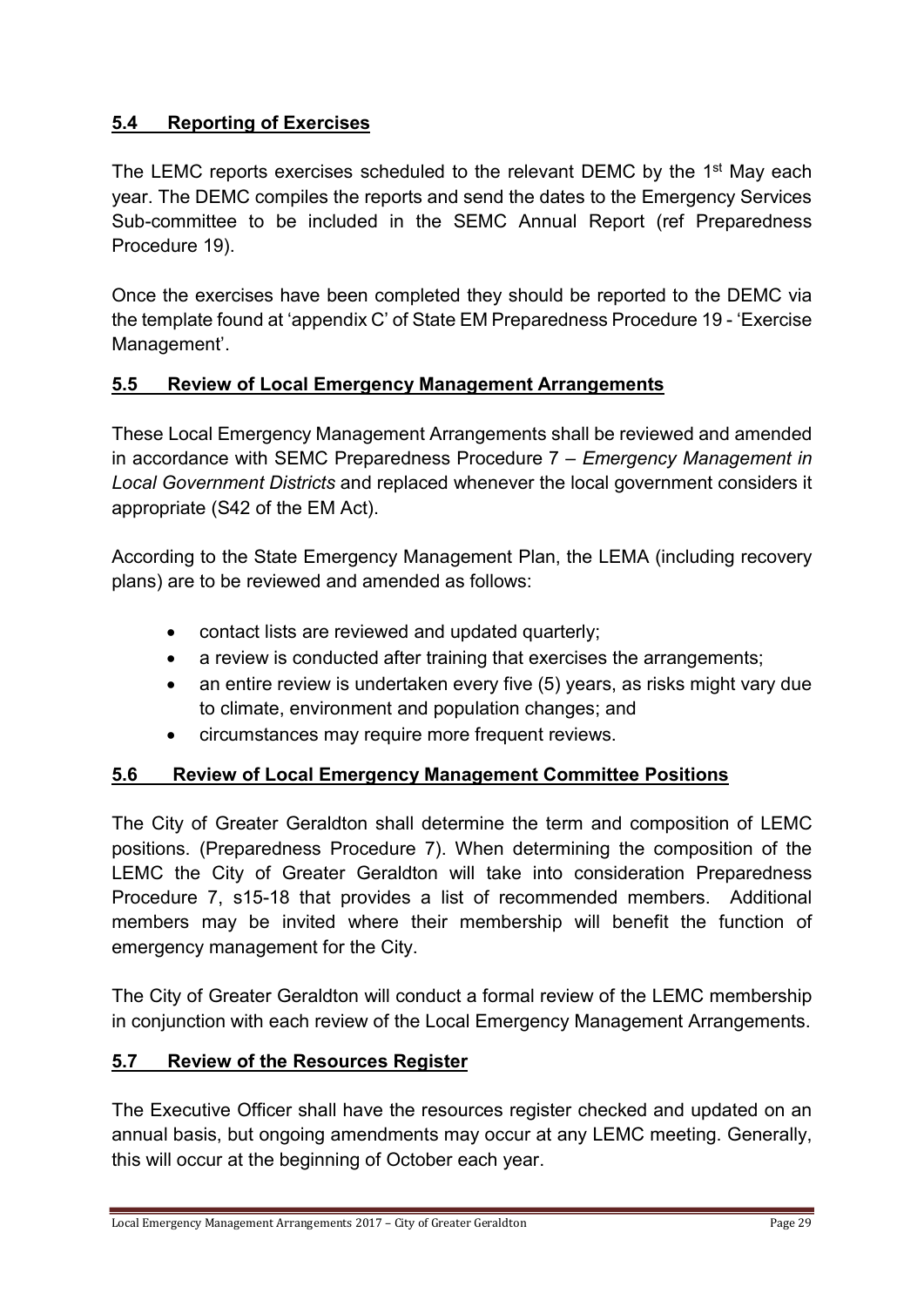## **5.4 Reporting of Exercises**

The LEMC reports exercises scheduled to the relevant DEMC by the 1st May each year. The DEMC compiles the reports and send the dates to the Emergency Services Sub-committee to be included in the SEMC Annual Report (ref Preparedness Procedure 19).

Once the exercises have been completed they should be reported to the DEMC via the template found at 'appendix C' of State EM Preparedness Procedure 19 - 'Exercise Management'.

## **5.5 Review of Local Emergency Management Arrangements**

These Local Emergency Management Arrangements shall be reviewed and amended in accordance with SEMC Preparedness Procedure 7 – *Emergency Management in Local Government Districts* and replaced whenever the local government considers it appropriate (S42 of the EM Act).

According to the State Emergency Management Plan, the LEMA (including recovery plans) are to be reviewed and amended as follows:

- contact lists are reviewed and updated quarterly;
- a review is conducted after training that exercises the arrangements;
- an entire review is undertaken every five (5) years, as risks might vary due to climate, environment and population changes; and
- circumstances may require more frequent reviews.

## **5.6 Review of Local Emergency Management Committee Positions**

The City of Greater Geraldton shall determine the term and composition of LEMC positions. (Preparedness Procedure 7). When determining the composition of the LEMC the City of Greater Geraldton will take into consideration Preparedness Procedure 7, s15-18 that provides a list of recommended members. Additional members may be invited where their membership will benefit the function of emergency management for the City.

The City of Greater Geraldton will conduct a formal review of the LEMC membership in conjunction with each review of the Local Emergency Management Arrangements.

## **5.7 Review of the Resources Register**

The Executive Officer shall have the resources register checked and updated on an annual basis, but ongoing amendments may occur at any LEMC meeting. Generally, this will occur at the beginning of October each year.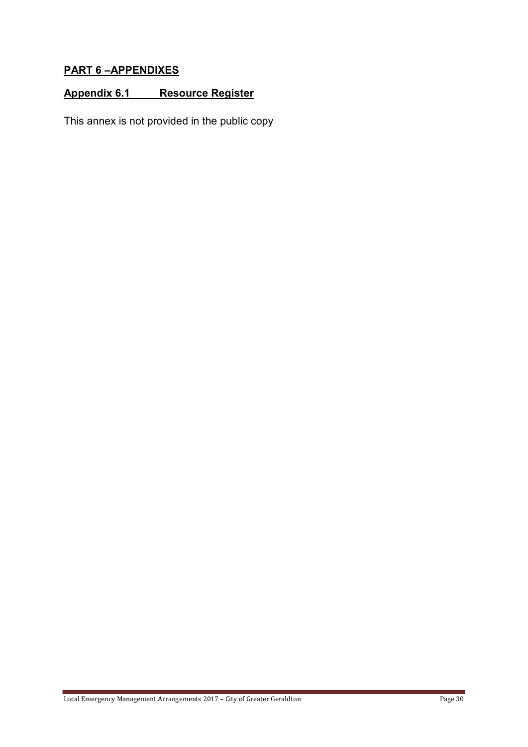## PART 6 –APPENDIXES

### Appendix 6.1 Resource Register

This annex is not provided in the public copy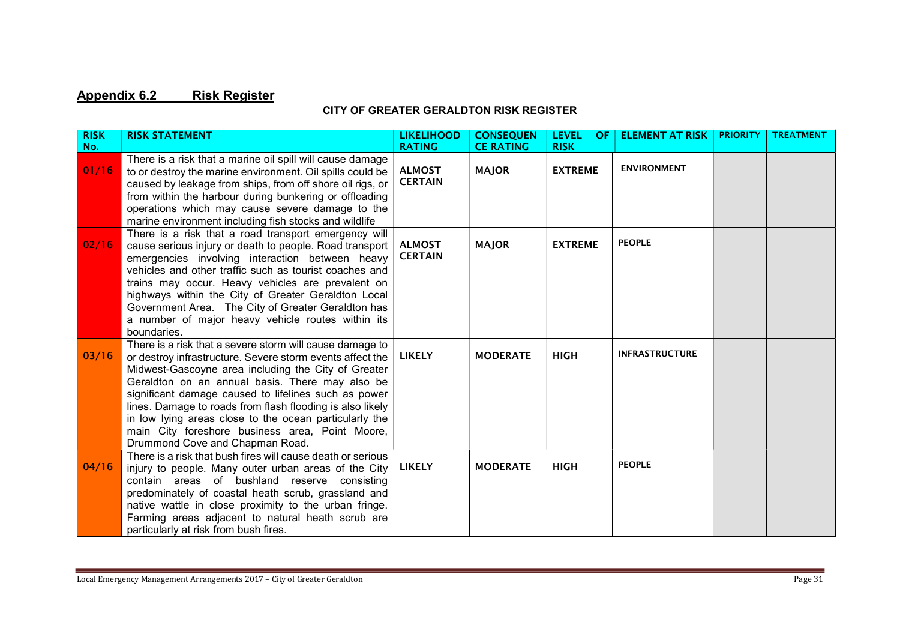## Appendix 6.2 Risk Register

**CITY OF GREATER GERALDTON RISK REGISTER**

| RISK No. | RISK STATEMENT | LIKELIHOOD RATING | CONSEQUENCE RATING | LEVEL OF RISK | ELEMENT AT RISK | PRIORITY | TREATMENT |
|---|---|---|---|---|---|---|---|
| 01/16 | There is a risk that a marine oil spill will cause damage to or destroy the marine environment. Oil spills could be caused by leakage from ships, from off shore oil rigs, or from within the harbour during bunkering or offloading operations which may cause severe damage to the marine environment including fish stocks and wildlife | ALMOST CERTAIN | MAJOR | EXTREME | ENVIRONMENT | | |
| 02/16 | There is a risk that a road transport emergency will cause serious injury or death to people. Road transport emergencies involving interaction between heavy vehicles and other traffic such as tourist coaches and trains may occur. Heavy vehicles are prevalent on highways within the City of Greater Geraldton Local Government Area. The City of Greater Geraldton has a number of major heavy vehicle routes within its boundaries. | ALMOST CERTAIN | MAJOR | EXTREME | PEOPLE | | |
| 03/16 | There is a risk that a severe storm will cause damage to or destroy infrastructure. Severe storm events affect the Midwest-Gascoyne area including the City of Greater Geraldton on an annual basis. There may also be significant damage caused to lifelines such as power lines. Damage to roads from flash flooding is also likely in low lying areas close to the ocean particularly the main City foreshore business area, Point Moore, Drummond Cove and Chapman Road. | LIKELY | MODERATE | HIGH | INFRASTRUCTURE | | |
| 04/16 | There is a risk that bush fires will cause death or serious injury to people. Many outer urban areas of the City contain areas of bushland reserve consisting predominately of coastal heath scrub, grassland and native wattle in close proximity to the urban fringe. Farming areas adjacent to natural heath scrub are particularly at risk from bush fires. | LIKELY | MODERATE | HIGH | PEOPLE | | |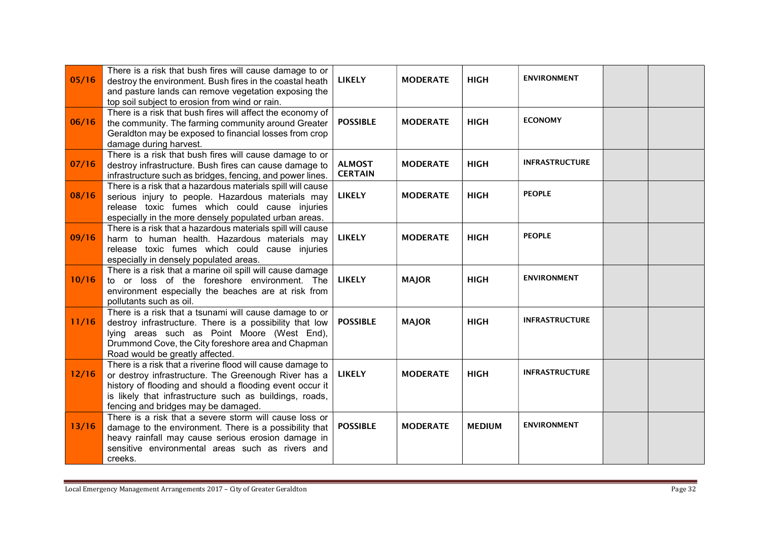| | | | | | | | |
|---|---|---|---|---|---|---|---|
| **05/16** | There is a risk that bush fires will cause damage to or destroy the environment. Bush fires in the coastal heath and pasture lands can remove vegetation exposing the top soil subject to erosion from wind or rain. | **LIKELY** | **MODERATE** | **HIGH** | **ENVIRONMENT** | | |
| **06/16** | There is a risk that bush fires will affect the economy of the community. The farming community around Greater Geraldton may be exposed to financial losses from crop damage during harvest. | **POSSIBLE** | **MODERATE** | **HIGH** | **ECONOMY** | | |
| **07/16** | There is a risk that bush fires will cause damage to or destroy infrastructure. Bush fires can cause damage to infrastructure such as bridges, fencing, and power lines. | **ALMOST CERTAIN** | **MODERATE** | **HIGH** | **INFRASTRUCTURE** | | |
| **08/16** | There is a risk that a hazardous materials spill will cause serious injury to people. Hazardous materials may release toxic fumes which could cause injuries especially in the more densely populated urban areas. | **LIKELY** | **MODERATE** | **HIGH** | **PEOPLE** | | |
| **09/16** | There is a risk that a hazardous materials spill will cause harm to human health. Hazardous materials may release toxic fumes which could cause injuries especially in densely populated areas. | **LIKELY** | **MODERATE** | **HIGH** | **PEOPLE** | | |
| **10/16** | There is a risk that a marine oil spill will cause damage to or loss of the foreshore environment. The environment especially the beaches are at risk from pollutants such as oil. | **LIKELY** | **MAJOR** | **HIGH** | **ENVIRONMENT** | | |
| **11/16** | There is a risk that a tsunami will cause damage to or destroy infrastructure. There is a possibility that low lying areas such as Point Moore (West End), Drummond Cove, the City foreshore area and Chapman Road would be greatly affected. | **POSSIBLE** | **MAJOR** | **HIGH** | **INFRASTRUCTURE** | | |
| **12/16** | There is a risk that a riverine flood will cause damage to or destroy infrastructure. The Greenough River has a history of flooding and should a flooding event occur it is likely that infrastructure such as buildings, roads, fencing and bridges may be damaged. | **LIKELY** | **MODERATE** | **HIGH** | **INFRASTRUCTURE** | | |
| **13/16** | There is a risk that a severe storm will cause loss or damage to the environment. There is a possibility that heavy rainfall may cause serious erosion damage in sensitive environmental areas such as rivers and creeks. | **POSSIBLE** | **MODERATE** | **MEDIUM** | **ENVIRONMENT** | | |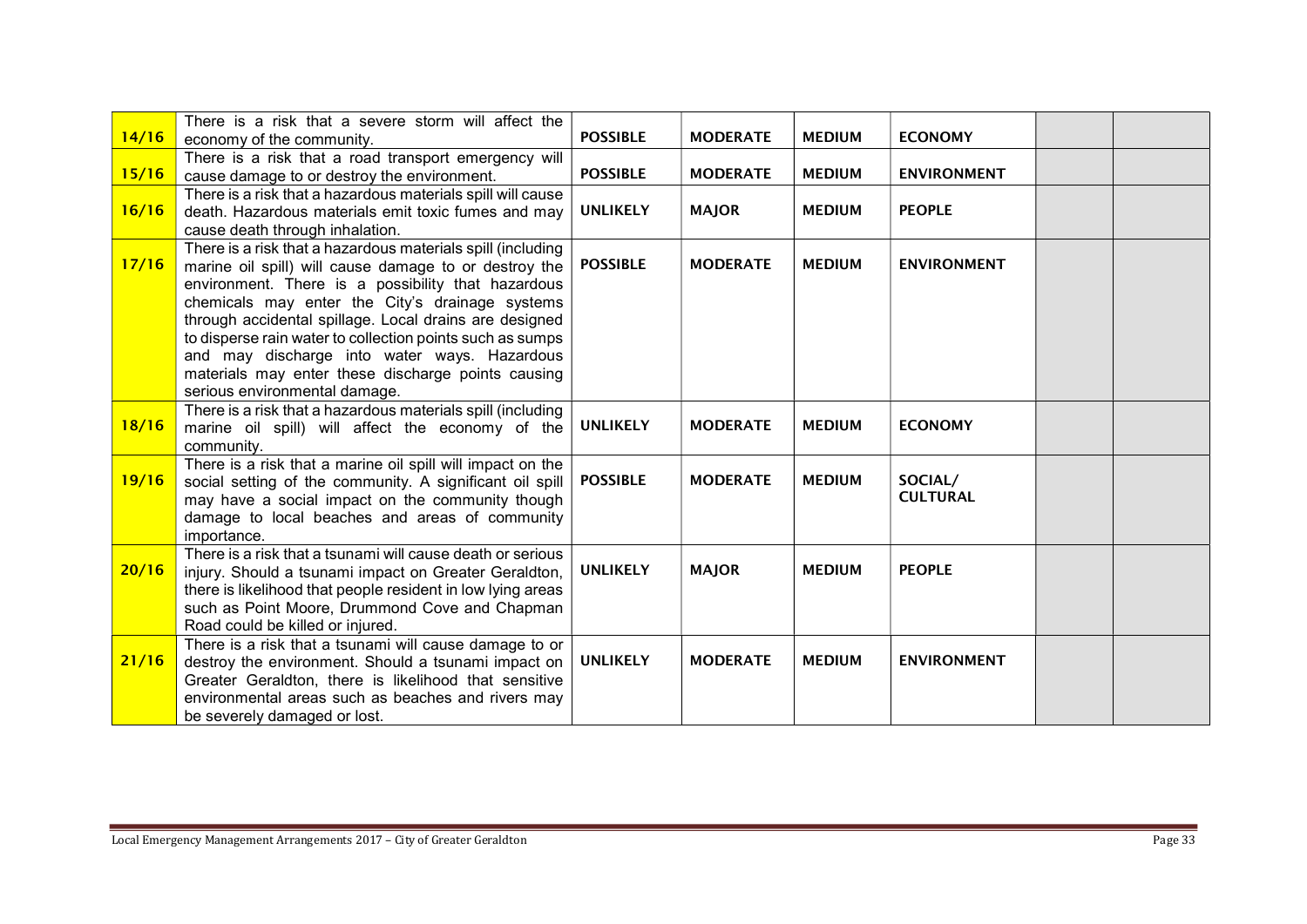| | | | | | | | |
|---|---|---|---|---|---|---|---|
| **14/16** | There is a risk that a severe storm will affect the economy of the community. | **POSSIBLE** | **MODERATE** | **MEDIUM** | **ECONOMY** | | |
| **15/16** | There is a risk that a road transport emergency will cause damage to or destroy the environment. | **POSSIBLE** | **MODERATE** | **MEDIUM** | **ENVIRONMENT** | | |
| **16/16** | There is a risk that a hazardous materials spill will cause death. Hazardous materials emit toxic fumes and may cause death through inhalation. | **UNLIKELY** | **MAJOR** | **MEDIUM** | **PEOPLE** | | |
| **17/16** | There is a risk that a hazardous materials spill (including marine oil spill) will cause damage to or destroy the environment. There is a possibility that hazardous chemicals may enter the City's drainage systems through accidental spillage. Local drains are designed to disperse rain water to collection points such as sumps and may discharge into water ways. Hazardous materials may enter these discharge points causing serious environmental damage. | **POSSIBLE** | **MODERATE** | **MEDIUM** | **ENVIRONMENT** | | |
| **18/16** | There is a risk that a hazardous materials spill (including marine oil spill) will affect the economy of the community. | **UNLIKELY** | **MODERATE** | **MEDIUM** | **ECONOMY** | | |
| **19/16** | There is a risk that a marine oil spill will impact on the social setting of the community. A significant oil spill may have a social impact on the community though damage to local beaches and areas of community importance. | **POSSIBLE** | **MODERATE** | **MEDIUM** | **SOCIAL/ CULTURAL** | | |
| **20/16** | There is a risk that a tsunami will cause death or serious injury. Should a tsunami impact on Greater Geraldton, there is likelihood that people resident in low lying areas such as Point Moore, Drummond Cove and Chapman Road could be killed or injured. | **UNLIKELY** | **MAJOR** | **MEDIUM** | **PEOPLE** | | |
| **21/16** | There is a risk that a tsunami will cause damage to or destroy the environment. Should a tsunami impact on Greater Geraldton, there is likelihood that sensitive environmental areas such as beaches and rivers may be severely damaged or lost. | **UNLIKELY** | **MODERATE** | **MEDIUM** | **ENVIRONMENT** | | |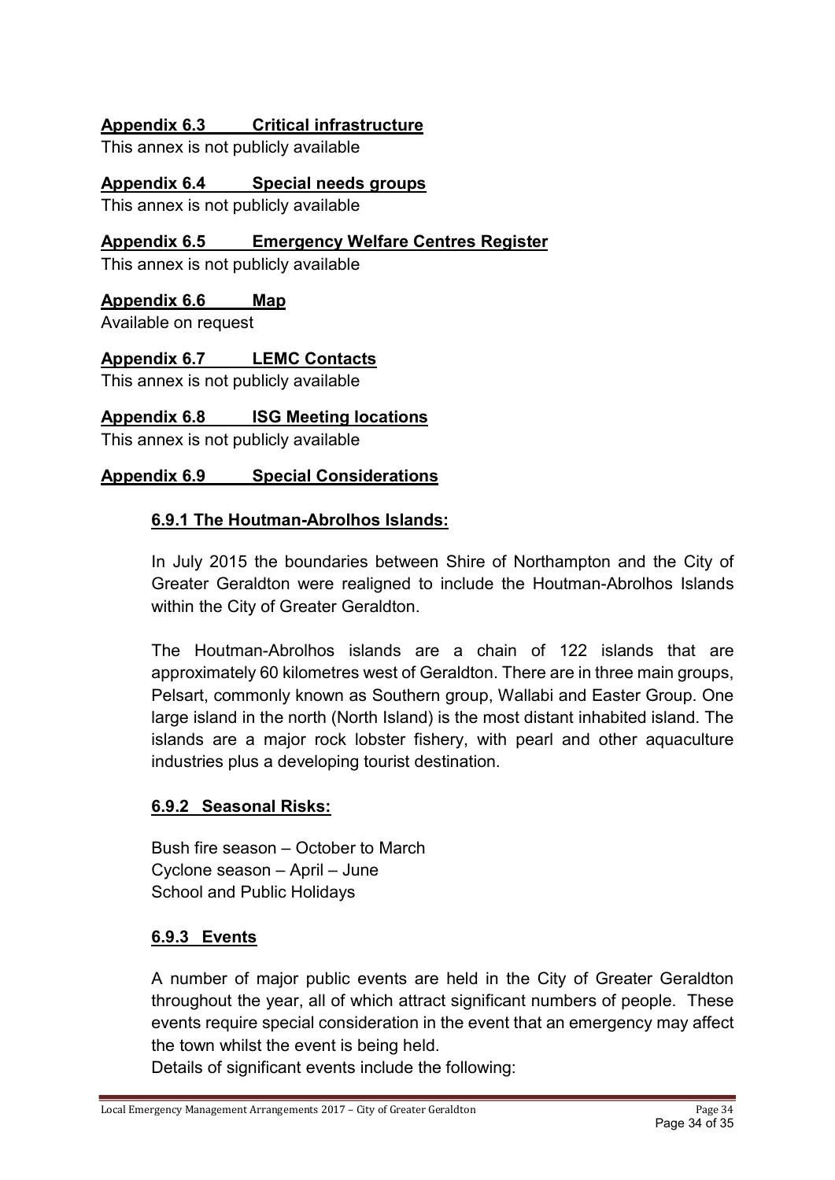## Appendix 6.3 Critical infrastructure

This annex is not publicly available

## Appendix 6.4 Special needs groups

This annex is not publicly available

## Appendix 6.5 Emergency Welfare Centres Register

This annex is not publicly available

## Appendix 6.6 Map

Available on request

## Appendix 6.7 LEMC Contacts

This annex is not publicly available

## Appendix 6.8 ISG Meeting locations

This annex is not publicly available

## Appendix 6.9 Special Considerations

### 6.9.1 The Houtman-Abrolhos Islands:

In July 2015 the boundaries between Shire of Northampton and the City of Greater Geraldton were realigned to include the Houtman-Abrolhos Islands within the City of Greater Geraldton.

The Houtman-Abrolhos islands are a chain of 122 islands that are approximately 60 kilometres west of Geraldton. There are in three main groups, Pelsart, commonly known as Southern group, Wallabi and Easter Group. One large island in the north (North Island) is the most distant inhabited island. The islands are a major rock lobster fishery, with pearl and other aquaculture industries plus a developing tourist destination.

### 6.9.2 Seasonal Risks:

Bush fire season – October to March
Cyclone season – April – June
School and Public Holidays

### 6.9.3 Events

A number of major public events are held in the City of Greater Geraldton throughout the year, all of which attract significant numbers of people. These events require special consideration in the event that an emergency may affect the town whilst the event is being held.

Details of significant events include the following: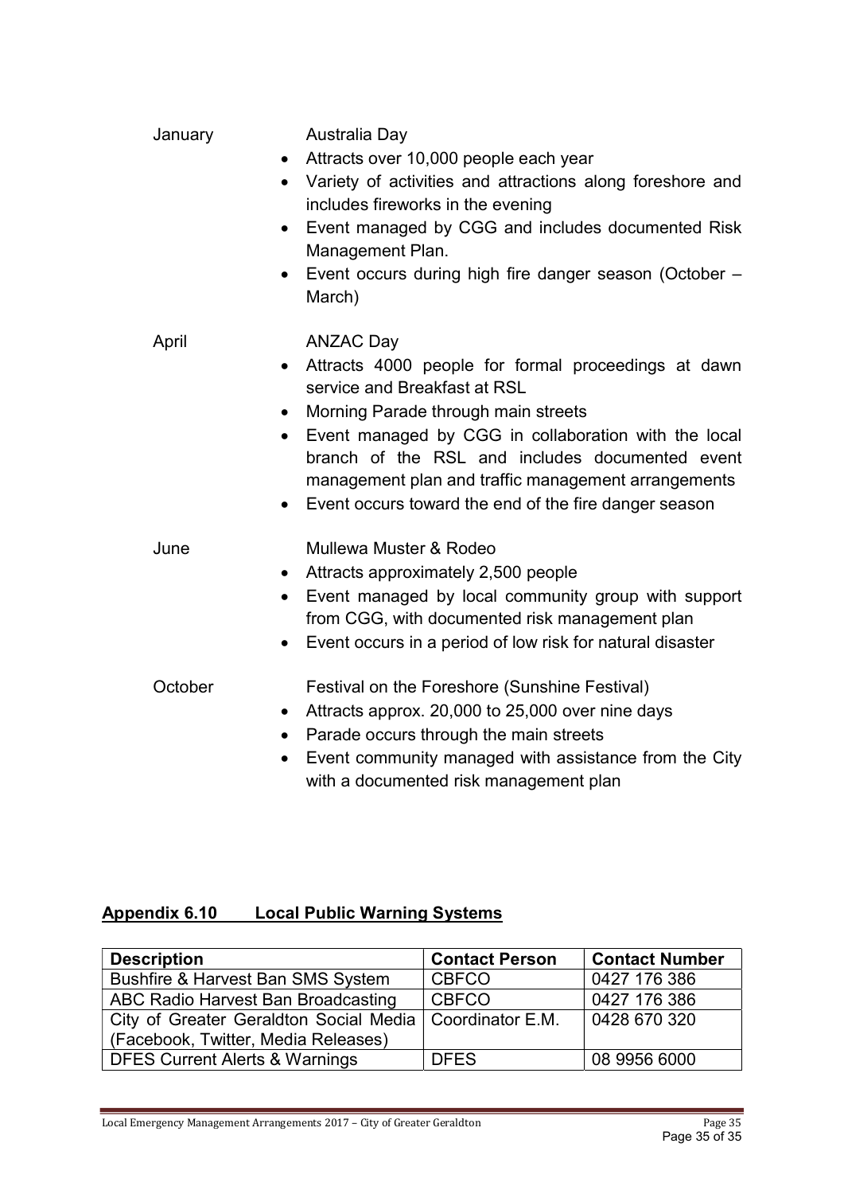January Australia Day

- Attracts over 10,000 people each year
- Variety of activities and attractions along foreshore and includes fireworks in the evening
- Event managed by CGG and includes documented Risk Management Plan.
- Event occurs during high fire danger season (October – March)

April ANZAC Day

- Attracts 4000 people for formal proceedings at dawn service and Breakfast at RSL
- Morning Parade through main streets
- Event managed by CGG in collaboration with the local branch of the RSL and includes documented event management plan and traffic management arrangements
- Event occurs toward the end of the fire danger season

June Mullewa Muster & Rodeo

- Attracts approximately 2,500 people
- Event managed by local community group with support from CGG, with documented risk management plan
- Event occurs in a period of low risk for natural disaster

October Festival on the Foreshore (Sunshine Festival)

- Attracts approx. 20,000 to 25,000 over nine days
- Parade occurs through the main streets
- Event community managed with assistance from the City with a documented risk management plan

## Appendix 6.10 Local Public Warning Systems

| Description | Contact Person | Contact Number |
|---|---|---|
| Bushfire & Harvest Ban SMS System | CBFCO | 0427 176 386 |
| ABC Radio Harvest Ban Broadcasting | CBFCO | 0427 176 386 |
| City of Greater Geraldton Social Media (Facebook, Twitter, Media Releases) | Coordinator E.M. | 0428 670 320 |
| DFES Current Alerts & Warnings | DFES | 08 9956 6000 |